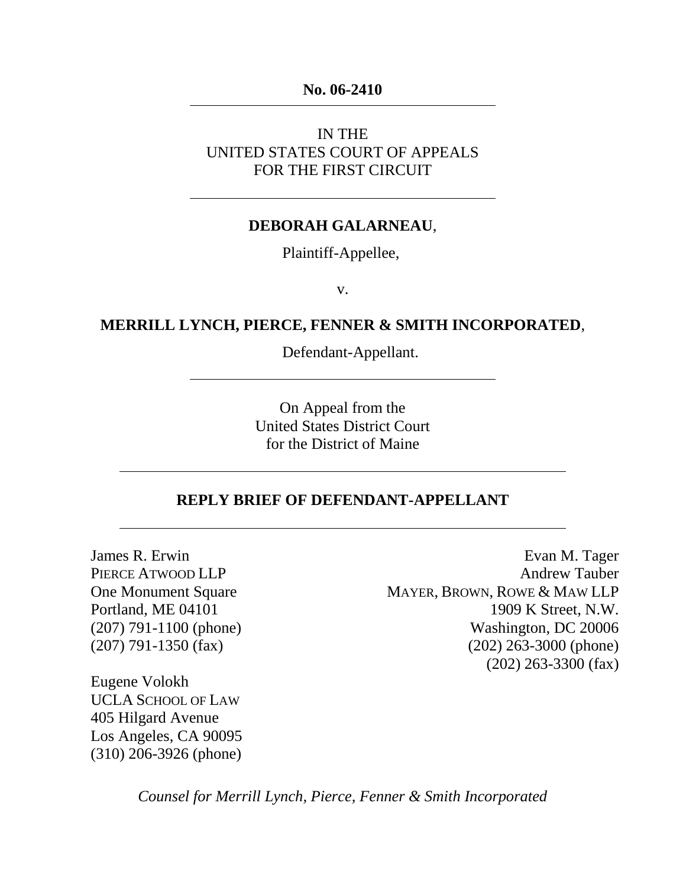**No. 06-2410**

---

IN THE
UNITED STATES COURT OF APPEALS
FOR THE FIRST CIRCUIT

---

**DEBORAH GALARNEAU**,

Plaintiff-Appellee,

v.

**MERRILL LYNCH, PIERCE, FENNER & SMITH INCORPORATED**,

Defendant-Appellant.

---

On Appeal from the
United States District Court
for the District of Maine

---

**REPLY BRIEF OF DEFENDANT-APPELLANT**

---

James R. Erwin
PIERCE ATWOOD LLP
One Monument Square
Portland, ME 04101
(207) 791-1100 (phone)
(207) 791-1350 (fax)

Evan M. Tager
Andrew Tauber
MAYER, BROWN, ROWE & MAW LLP
1909 K Street, N.W.
Washington, DC 20006
(202) 263-3000 (phone)
(202) 263-3300 (fax)

Eugene Volokh
UCLA SCHOOL OF LAW
405 Hilgard Avenue
Los Angeles, CA 90095
(310) 206-3926 (phone)

*Counsel for Merrill Lynch, Pierce, Fenner & Smith Incorporated*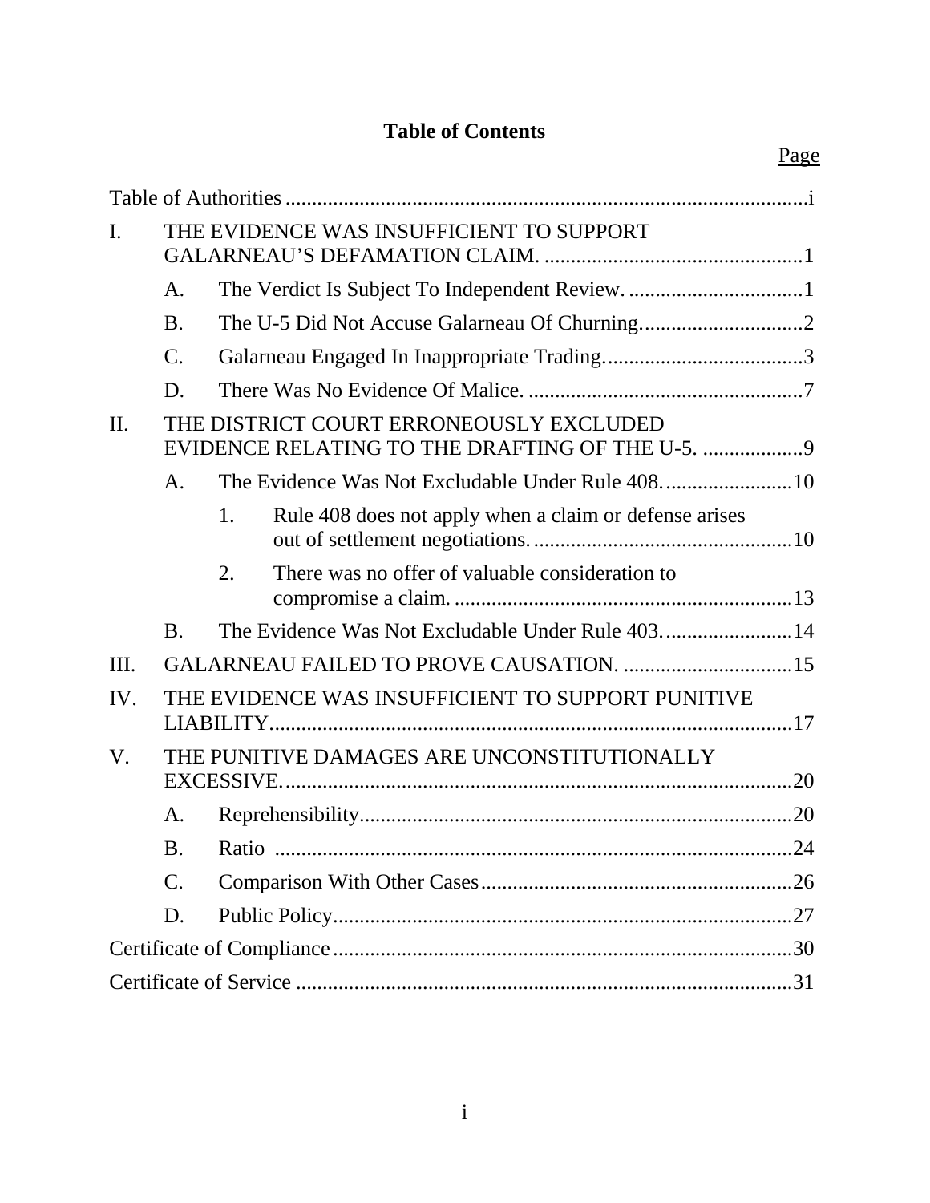# Table of Contents

Page

Table of Authorities ..... i

I. THE EVIDENCE WAS INSUFFICIENT TO SUPPORT GALARNEAU'S DEFAMATION CLAIM. ..... 1

- A. The Verdict Is Subject To Independent Review. ..... 1
- B. The U-5 Did Not Accuse Galarneau Of Churning. ..... 2
- C. Galarneau Engaged In Inappropriate Trading. ..... 3
- D. There Was No Evidence Of Malice. ..... 7

II. THE DISTRICT COURT ERRONEOUSLY EXCLUDED EVIDENCE RELATING TO THE DRAFTING OF THE U-5. ..... 9

- A. The Evidence Was Not Excludable Under Rule 408. ..... 10
  1. Rule 408 does not apply when a claim or defense arises out of settlement negotiations. ..... 10
  2. There was no offer of valuable consideration to compromise a claim. ..... 13
- B. The Evidence Was Not Excludable Under Rule 403. ..... 14

III. GALARNEAU FAILED TO PROVE CAUSATION. ..... 15

IV. THE EVIDENCE WAS INSUFFICIENT TO SUPPORT PUNITIVE LIABILITY. ..... 17

V. THE PUNITIVE DAMAGES ARE UNCONSTITUTIONALLY EXCESSIVE. ..... 20

- A. Reprehensibility ..... 20
- B. Ratio ..... 24
- C. Comparison With Other Cases ..... 26
- D. Public Policy ..... 27

Certificate of Compliance ..... 30

Certificate of Service ..... 31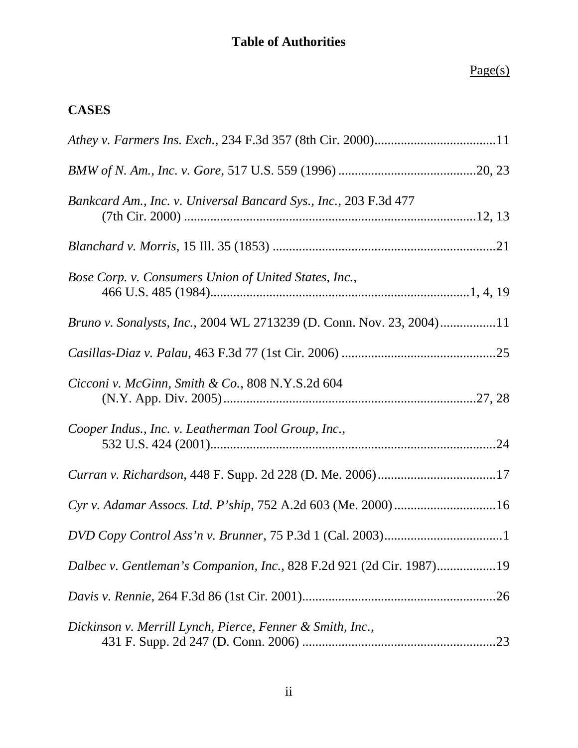# Table of Authorities

Page(s)

## CASES

*Athey v. Farmers Ins. Exch.*, 234 F.3d 357 (8th Cir. 2000)....................................11

*BMW of N. Am., Inc. v. Gore*, 517 U.S. 559 (1996) ..........................................20, 23

*Bankcard Am., Inc. v. Universal Bancard Sys., Inc.*, 203 F.3d 477 (7th Cir. 2000) ......................................................................................12, 13

*Blanchard v. Morris*, 15 Ill. 35 (1853) ...................................................................21

*Bose Corp. v. Consumers Union of United States, Inc.*, 466 U.S. 485 (1984)..........................................................................1, 4, 19

*Bruno v. Sonalysts, Inc.*, 2004 WL 2713239 (D. Conn. Nov. 23, 2004)................11

*Casillas-Diaz v. Palau*, 463 F.3d 77 (1st Cir. 2006) ...............................................25

*Cicconi v. McGinn, Smith & Co.*, 808 N.Y.S.2d 604 (N.Y. App. Div. 2005)...........................................................................27, 28

*Cooper Indus., Inc. v. Leatherman Tool Group, Inc.*, 532 U.S. 424 (2001)......................................................................................24

*Curran v. Richardson*, 448 F. Supp. 2d 228 (D. Me. 2006)...................................17

*Cyr v. Adamar Assocs. Ltd. P'ship*, 752 A.2d 603 (Me. 2000)...............................16

*DVD Copy Control Ass'n v. Brunner*, 75 P.3d 1 (Cal. 2003)....................................1

*Dalbec v. Gentleman's Companion, Inc.*, 828 F.2d 921 (2d Cir. 1987).................19

*Davis v. Rennie*, 264 F.3d 86 (1st Cir. 2001)..........................................................26

*Dickinson v. Merrill Lynch, Pierce, Fenner & Smith, Inc.*, 431 F. Supp. 2d 247 (D. Conn. 2006) ..........................................................23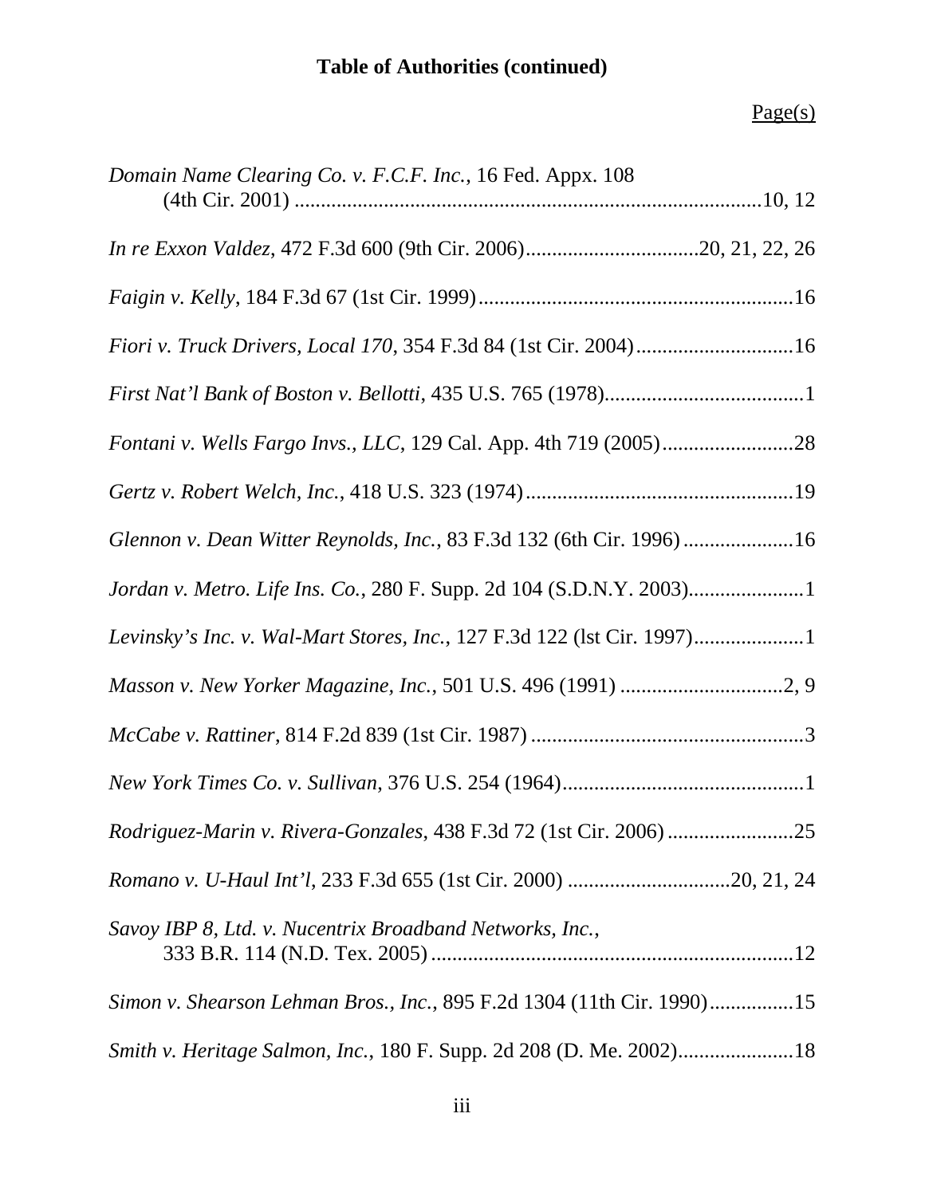**Table of Authorities (continued)**

Page(s)

*Domain Name Clearing Co. v. F.C.F. Inc.*, 16 Fed. Appx. 108 (4th Cir. 2001) ....................................................................................10, 12

*In re Exxon Valdez*, 472 F.3d 600 (9th Cir. 2006)................................20, 21, 22, 26

*Faigin v. Kelly*, 184 F.3d 67 (1st Cir. 1999)...........................................................16

*Fiori v. Truck Drivers, Local 170*, 354 F.3d 84 (1st Cir. 2004)..............................16

*First Nat'l Bank of Boston v. Bellotti*, 435 U.S. 765 (1978).....................................1

*Fontani v. Wells Fargo Invs., LLC*, 129 Cal. App. 4th 719 (2005).........................28

*Gertz v. Robert Welch, Inc.*, 418 U.S. 323 (1974)...................................................19

*Glennon v. Dean Witter Reynolds, Inc.*, 83 F.3d 132 (6th Cir. 1996) .....................16

*Jordan v. Metro. Life Ins. Co.*, 280 F. Supp. 2d 104 (S.D.N.Y. 2003).....................1

*Levinsky's Inc. v. Wal-Mart Stores, Inc.*, 127 F.3d 122 (lst Cir. 1997)....................1

*Masson v. New Yorker Magazine, Inc.*, 501 U.S. 496 (1991) ...............................2, 9

*McCabe v. Rattiner*, 814 F.2d 839 (1st Cir. 1987) ....................................................3

*New York Times Co. v. Sullivan*, 376 U.S. 254 (1964)..............................................1

*Rodriguez-Marin v. Rivera-Gonzales*, 438 F.3d 72 (1st Cir. 2006) ........................25

*Romano v. U-Haul Int'l*, 233 F.3d 655 (1st Cir. 2000) ..............................20, 21, 24

*Savoy IBP 8, Ltd. v. Nucentrix Broadband Networks, Inc.*, 333 B.R. 114 (N.D. Tex. 2005) ....................................................................12

*Simon v. Shearson Lehman Bros., Inc.*, 895 F.2d 1304 (11th Cir. 1990)...............15

*Smith v. Heritage Salmon, Inc.*, 180 F. Supp. 2d 208 (D. Me. 2002).....................18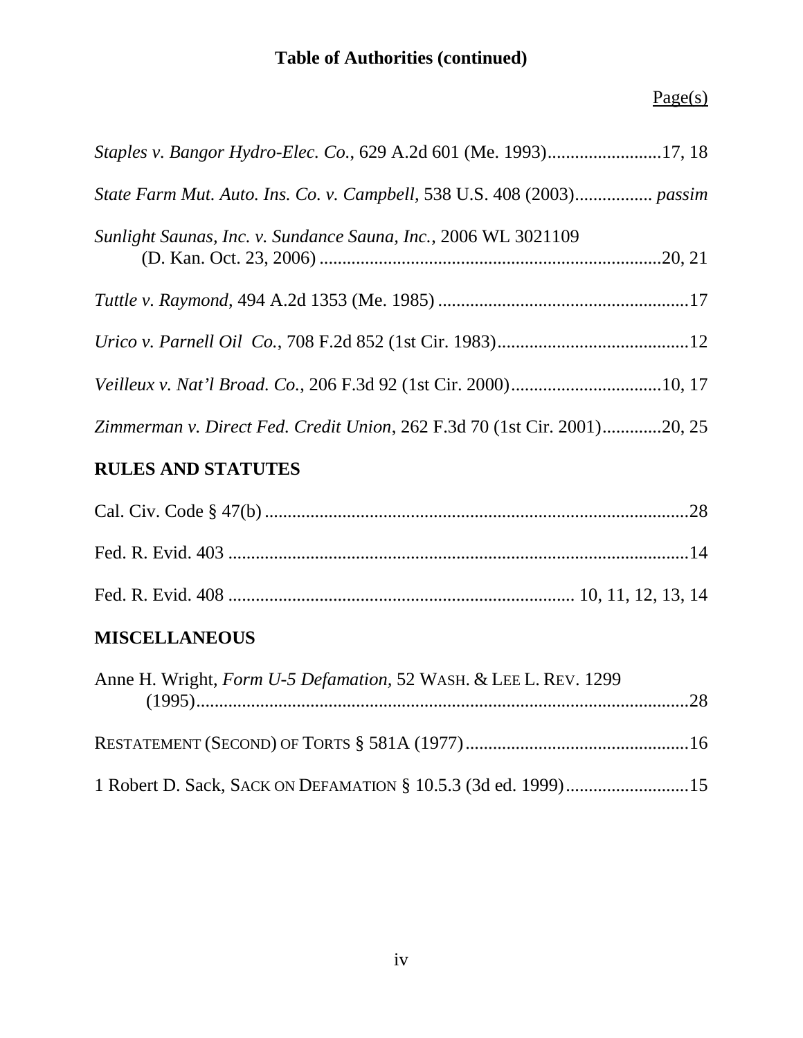## Table of Authorities (continued)

Page(s)

*Staples v. Bangor Hydro-Elec. Co.*, 629 A.2d 601 (Me. 1993)........................17, 18

*State Farm Mut. Auto. Ins. Co. v. Campbell*, 538 U.S. 408 (2003)................ *passim*

*Sunlight Saunas, Inc. v. Sundance Sauna, Inc.*, 2006 WL 3021109 (D. Kan. Oct. 23, 2006)..........................................................................20, 21

*Tuttle v. Raymond*, 494 A.2d 1353 (Me. 1985).......................................................17

*Urico v. Parnell Oil Co.*, 708 F.2d 852 (1st Cir. 1983)..........................................12

*Veilleux v. Nat'l Broad. Co.*, 206 F.3d 92 (1st Cir. 2000).................................10, 17

*Zimmerman v. Direct Fed. Credit Union*, 262 F.3d 70 (1st Cir. 2001)............20, 25

### RULES AND STATUTES

Cal. Civ. Code § 47(b)............................................................................................28

Fed. R. Evid. 403....................................................................................................14

Fed. R. Evid. 408.......................................................................... 10, 11, 12, 13, 14

### MISCELLANEOUS

Anne H. Wright, *Form U-5 Defamation*, 52 WASH. & LEE L. REV. 1299 (1995)...........................................................................................................28

RESTATEMENT (SECOND) OF TORTS § 581A (1977)...............................................16

1 Robert D. Sack, SACK ON DEFAMATION § 10.5.3 (3d ed. 1999)..........................15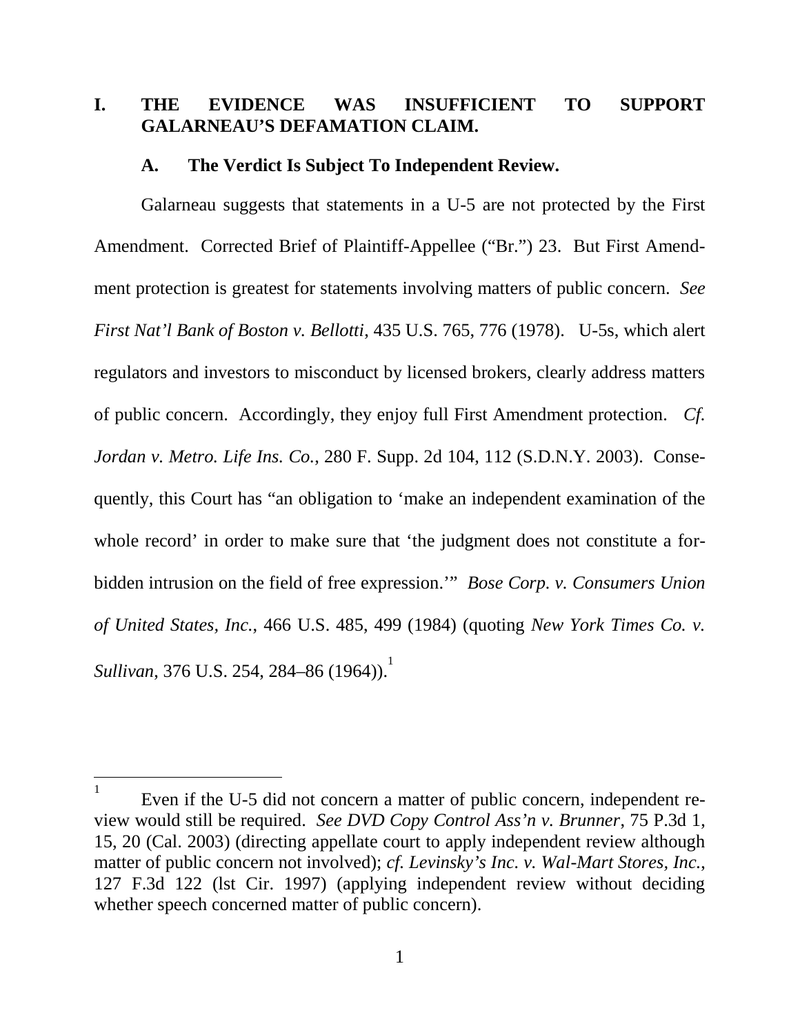## I. THE EVIDENCE WAS INSUFFICIENT TO SUPPORT GALARNEAU'S DEFAMATION CLAIM.

### A. The Verdict Is Subject To Independent Review.

Galarneau suggests that statements in a U-5 are not protected by the First Amendment. Corrected Brief of Plaintiff-Appellee ("Br.") 23. But First Amendment protection is greatest for statements involving matters of public concern. *See First Nat'l Bank of Boston v. Bellotti*, 435 U.S. 765, 776 (1978). U-5s, which alert regulators and investors to misconduct by licensed brokers, clearly address matters of public concern. Accordingly, they enjoy full First Amendment protection. *Cf. Jordan v. Metro. Life Ins. Co.*, 280 F. Supp. 2d 104, 112 (S.D.N.Y. 2003). Consequently, this Court has "an obligation to 'make an independent examination of the whole record' in order to make sure that 'the judgment does not constitute a forbidden intrusion on the field of free expression.'" *Bose Corp. v. Consumers Union of United States, Inc.*, 466 U.S. 485, 499 (1984) (quoting *New York Times Co. v. Sullivan*, 376 U.S. 254, 284–86 (1964)).[1]

[1] Even if the U-5 did not concern a matter of public concern, independent review would still be required. *See DVD Copy Control Ass'n v. Brunner*, 75 P.3d 1, 15, 20 (Cal. 2003) (directing appellate court to apply independent review although matter of public concern not involved); *cf. Levinsky's Inc. v. Wal-Mart Stores, Inc.*, 127 F.3d 122 (lst Cir. 1997) (applying independent review without deciding whether speech concerned matter of public concern).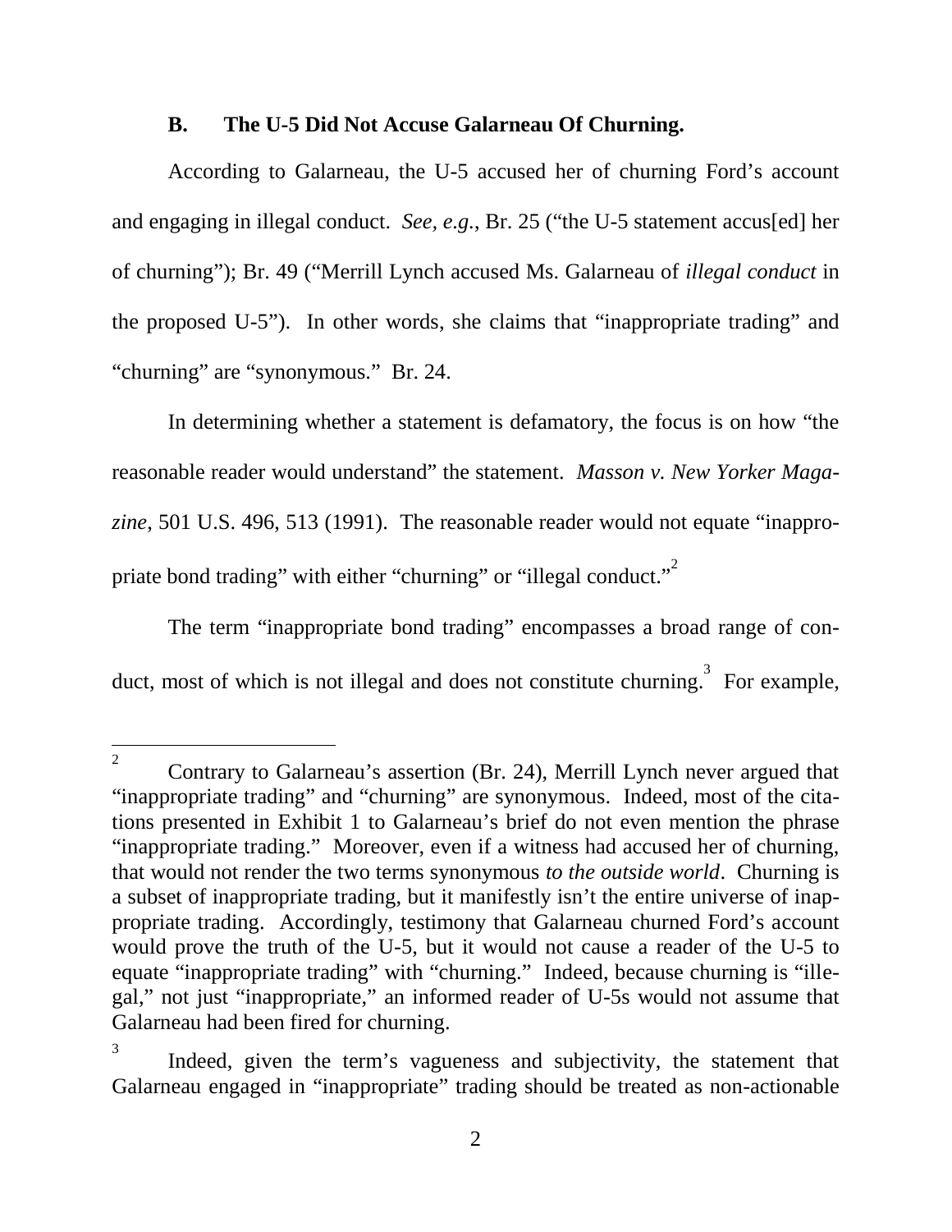### B. The U-5 Did Not Accuse Galarneau Of Churning.

According to Galarneau, the U-5 accused her of churning Ford's account and engaging in illegal conduct. *See, e.g.*, Br. 25 ("the U-5 statement accus[ed] her of churning"); Br. 49 ("Merrill Lynch accused Ms. Galarneau of *illegal conduct* in the proposed U-5"). In other words, she claims that "inappropriate trading" and "churning" are "synonymous." Br. 24.

In determining whether a statement is defamatory, the focus is on how "the reasonable reader would understand" the statement. *Masson v. New Yorker Magazine*, 501 U.S. 496, 513 (1991). The reasonable reader would not equate "inappropriate bond trading" with either "churning" or "illegal conduct."[2]

The term "inappropriate bond trading" encompasses a broad range of conduct, most of which is not illegal and does not constitute churning.[3] For example,

---

[2] Contrary to Galarneau's assertion (Br. 24), Merrill Lynch never argued that "inappropriate trading" and "churning" are synonymous. Indeed, most of the citations presented in Exhibit 1 to Galarneau's brief do not even mention the phrase "inappropriate trading." Moreover, even if a witness had accused her of churning, that would not render the two terms synonymous *to the outside world*. Churning is a subset of inappropriate trading, but it manifestly isn't the entire universe of inappropriate trading. Accordingly, testimony that Galarneau churned Ford's account would prove the truth of the U-5, but it would not cause a reader of the U-5 to equate "inappropriate trading" with "churning." Indeed, because churning is "illegal," not just "inappropriate," an informed reader of U-5s would not assume that Galarneau had been fired for churning.

[3] Indeed, given the term's vagueness and subjectivity, the statement that Galarneau engaged in "inappropriate" trading should be treated as non-actionable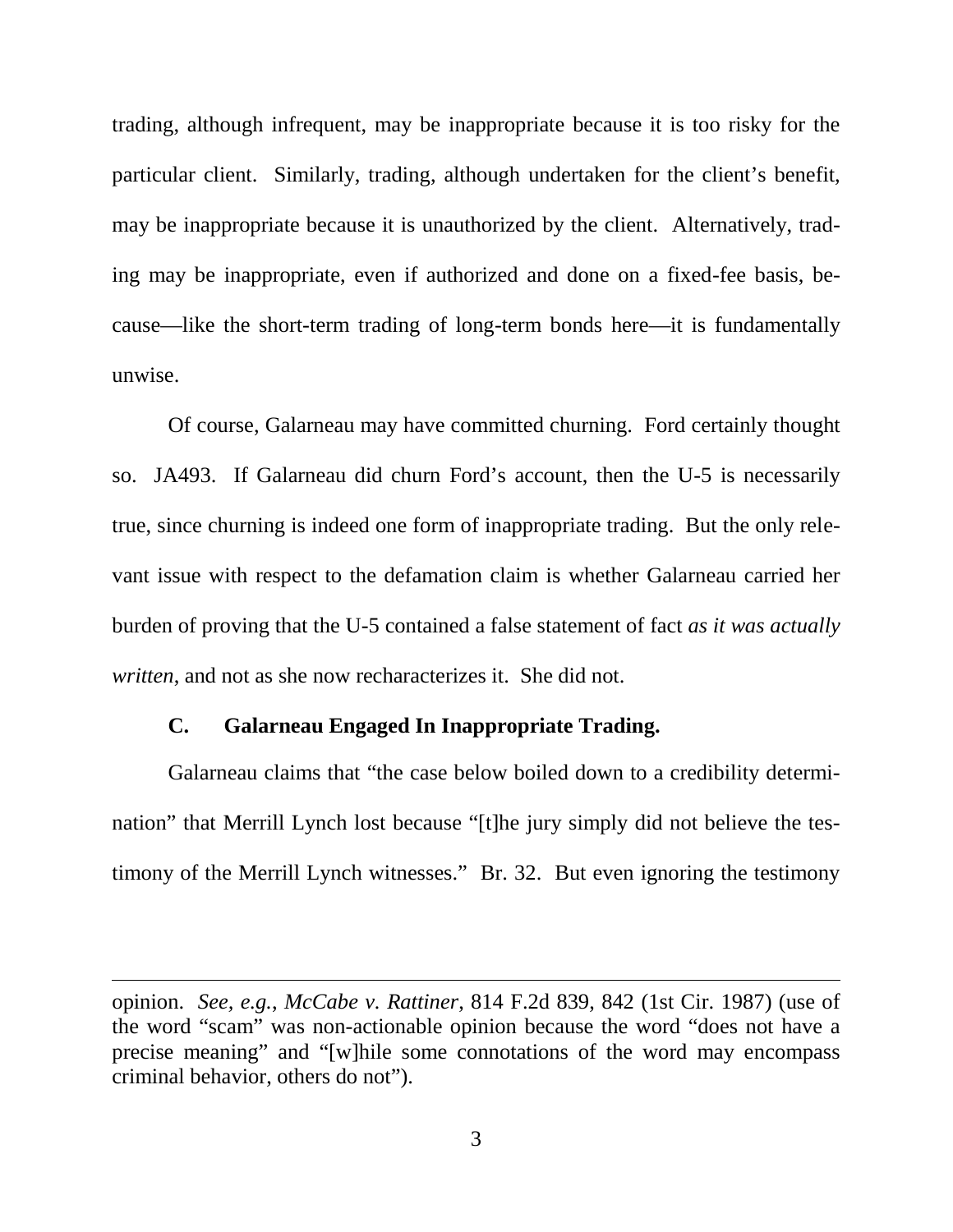trading, although infrequent, may be inappropriate because it is too risky for the particular client. Similarly, trading, although undertaken for the client's benefit, may be inappropriate because it is unauthorized by the client. Alternatively, trading may be inappropriate, even if authorized and done on a fixed-fee basis, because—like the short-term trading of long-term bonds here—it is fundamentally unwise.

Of course, Galarneau may have committed churning. Ford certainly thought so. JA493. If Galarneau did churn Ford's account, then the U-5 is necessarily true, since churning is indeed one form of inappropriate trading. But the only relevant issue with respect to the defamation claim is whether Galarneau carried her burden of proving that the U-5 contained a false statement of fact *as it was actually written*, and not as she now recharacterizes it. She did not.

### C. Galarneau Engaged In Inappropriate Trading.

Galarneau claims that "the case below boiled down to a credibility determination" that Merrill Lynch lost because "[t]he jury simply did not believe the testimony of the Merrill Lynch witnesses." Br. 32. But even ignoring the testimony

---

opinion. *See, e.g.*, *McCabe v. Rattiner*, 814 F.2d 839, 842 (1st Cir. 1987) (use of the word "scam" was non-actionable opinion because the word "does not have a precise meaning" and "[w]hile some connotations of the word may encompass criminal behavior, others do not").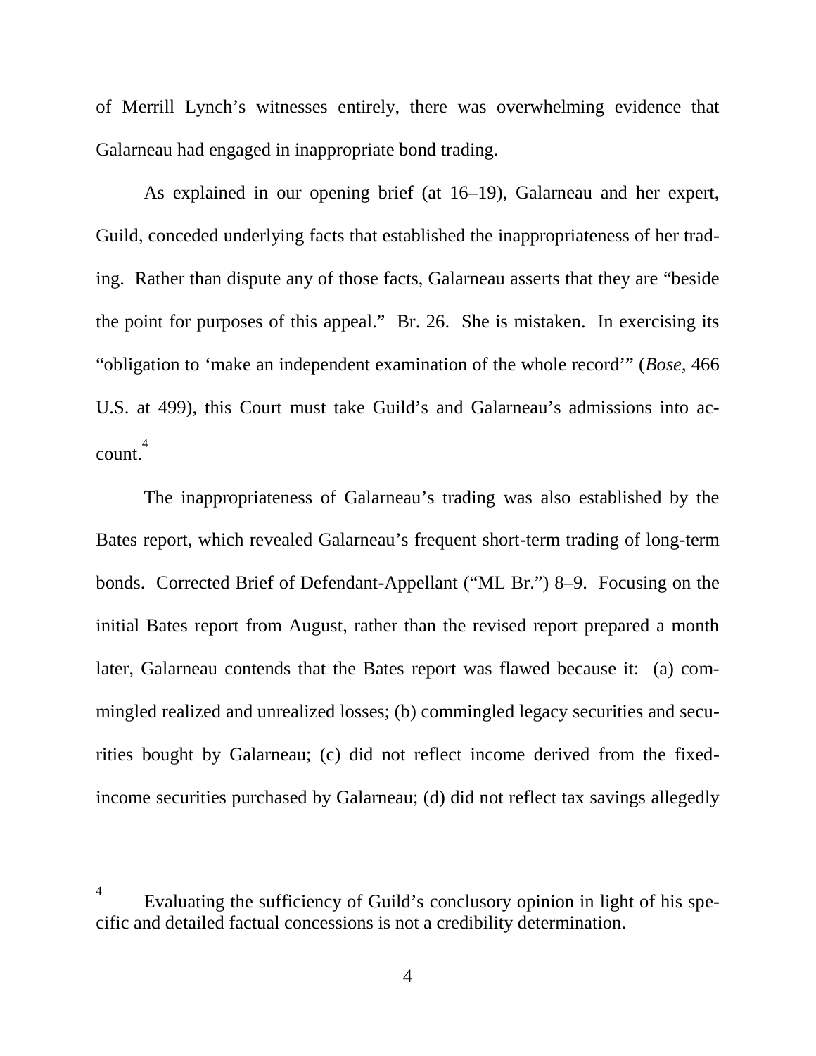of Merrill Lynch's witnesses entirely, there was overwhelming evidence that Galarneau had engaged in inappropriate bond trading.

As explained in our opening brief (at 16–19), Galarneau and her expert, Guild, conceded underlying facts that established the inappropriateness of her trading. Rather than dispute any of those facts, Galarneau asserts that they are "beside the point for purposes of this appeal." Br. 26. She is mistaken. In exercising its "obligation to 'make an independent examination of the whole record'" (*Bose*, 466 U.S. at 499), this Court must take Guild's and Galarneau's admissions into account.[4]

The inappropriateness of Galarneau's trading was also established by the Bates report, which revealed Galarneau's frequent short-term trading of long-term bonds. Corrected Brief of Defendant-Appellant ("ML Br.") 8–9. Focusing on the initial Bates report from August, rather than the revised report prepared a month later, Galarneau contends that the Bates report was flawed because it: (a) commingled realized and unrealized losses; (b) commingled legacy securities and securities bought by Galarneau; (c) did not reflect income derived from the fixed-income securities purchased by Galarneau; (d) did not reflect tax savings allegedly

---

[4] Evaluating the sufficiency of Guild's conclusory opinion in light of his specific and detailed factual concessions is not a credibility determination.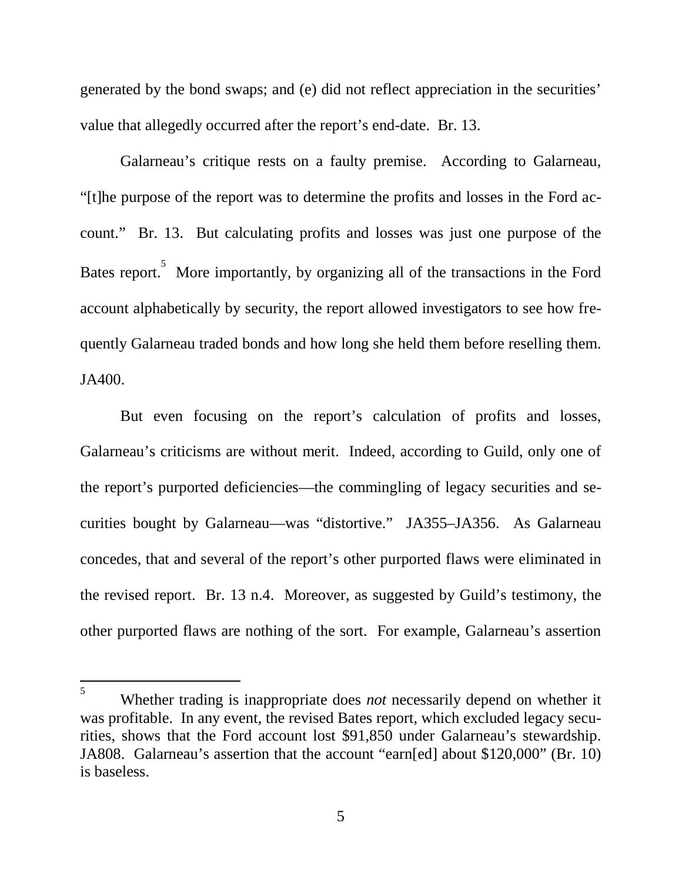generated by the bond swaps; and (e) did not reflect appreciation in the securities' value that allegedly occurred after the report's end-date. Br. 13.

Galarneau's critique rests on a faulty premise. According to Galarneau, "[t]he purpose of the report was to determine the profits and losses in the Ford account." Br. 13. But calculating profits and losses was just one purpose of the Bates report.[5] More importantly, by organizing all of the transactions in the Ford account alphabetically by security, the report allowed investigators to see how frequently Galarneau traded bonds and how long she held them before reselling them. JA400.

But even focusing on the report's calculation of profits and losses, Galarneau's criticisms are without merit. Indeed, according to Guild, only one of the report's purported deficiencies—the commingling of legacy securities and securities bought by Galarneau—was "distortive." JA355–JA356. As Galarneau concedes, that and several of the report's other purported flaws were eliminated in the revised report. Br. 13 n.4. Moreover, as suggested by Guild's testimony, the other purported flaws are nothing of the sort. For example, Galarneau's assertion

---

[5] Whether trading is inappropriate does *not* necessarily depend on whether it was profitable. In any event, the revised Bates report, which excluded legacy securities, shows that the Ford account lost $91,850 under Galarneau's stewardship. JA808. Galarneau's assertion that the account "earn[ed] about $120,000" (Br. 10) is baseless.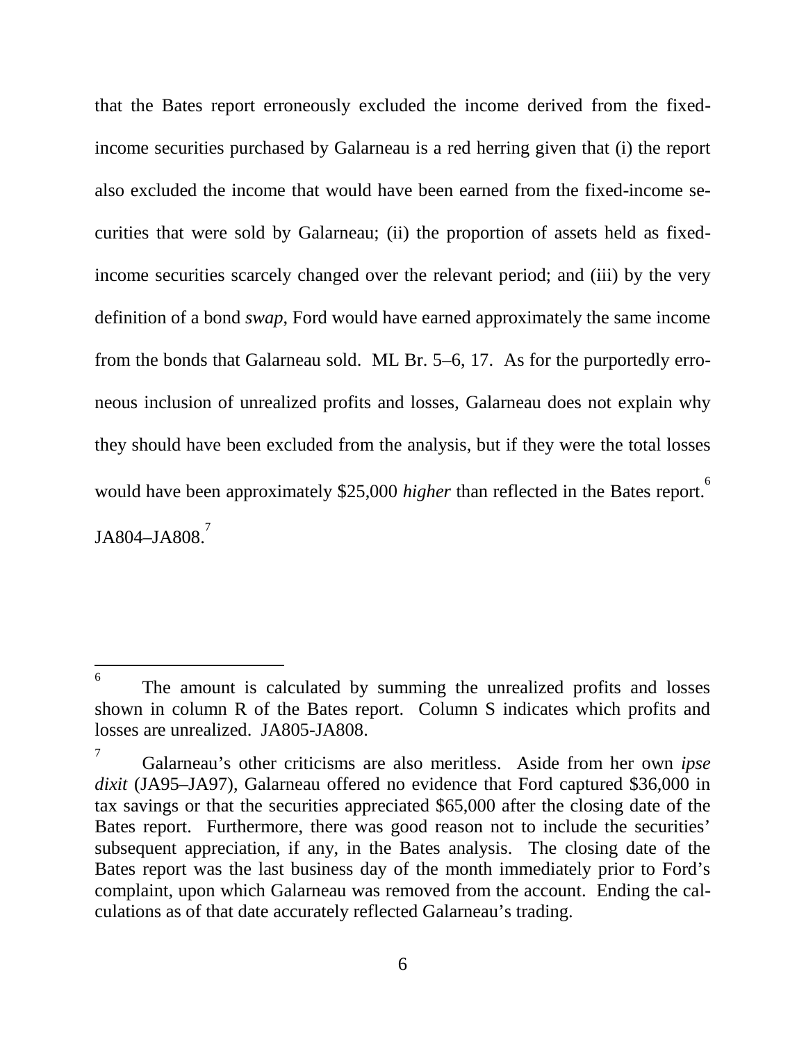that the Bates report erroneously excluded the income derived from the fixed-income securities purchased by Galarneau is a red herring given that (i) the report also excluded the income that would have been earned from the fixed-income securities that were sold by Galarneau; (ii) the proportion of assets held as fixed-income securities scarcely changed over the relevant period; and (iii) by the very definition of a bond *swap*, Ford would have earned approximately the same income from the bonds that Galarneau sold. ML Br. 5–6, 17. As for the purportedly erroneous inclusion of unrealized profits and losses, Galarneau does not explain why they should have been excluded from the analysis, but if they were the total losses would have been approximately $25,000 *higher* than reflected in the Bates report.[6] JA804–JA808.[7]

---

[6] The amount is calculated by summing the unrealized profits and losses shown in column R of the Bates report. Column S indicates which profits and losses are unrealized. JA805-JA808.

[7] Galarneau's other criticisms are also meritless. Aside from her own *ipse dixit* (JA95–JA97), Galarneau offered no evidence that Ford captured $36,000 in tax savings or that the securities appreciated $65,000 after the closing date of the Bates report. Furthermore, there was good reason not to include the securities' subsequent appreciation, if any, in the Bates analysis. The closing date of the Bates report was the last business day of the month immediately prior to Ford's complaint, upon which Galarneau was removed from the account. Ending the calculations as of that date accurately reflected Galarneau's trading.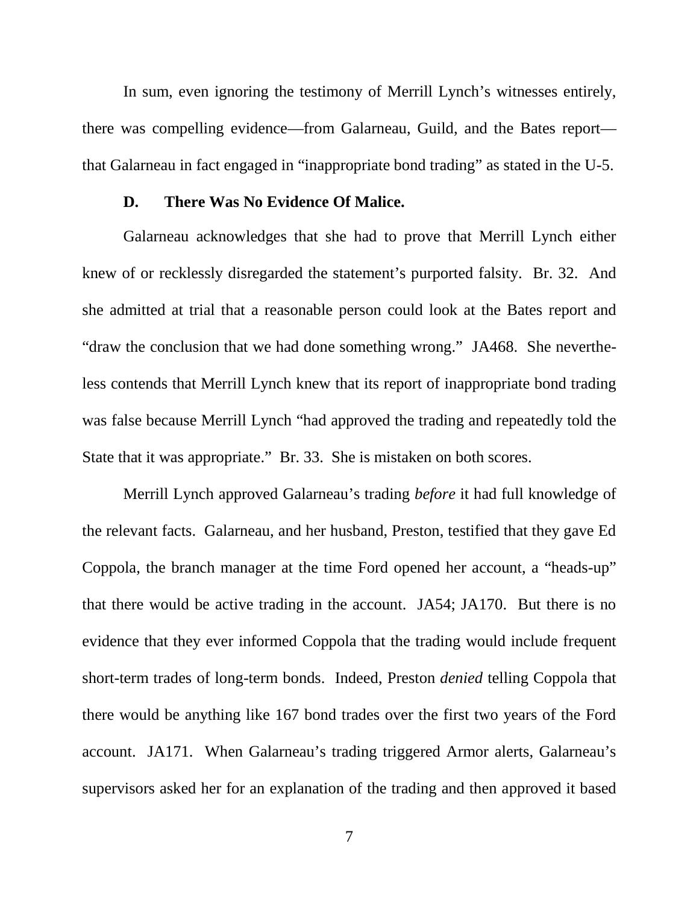In sum, even ignoring the testimony of Merrill Lynch's witnesses entirely, there was compelling evidence—from Galarneau, Guild, and the Bates report—that Galarneau in fact engaged in "inappropriate bond trading" as stated in the U-5.

### D. There Was No Evidence Of Malice.

Galarneau acknowledges that she had to prove that Merrill Lynch either knew of or recklessly disregarded the statement's purported falsity. Br. 32. And she admitted at trial that a reasonable person could look at the Bates report and "draw the conclusion that we had done something wrong." JA468. She nevertheless contends that Merrill Lynch knew that its report of inappropriate bond trading was false because Merrill Lynch "had approved the trading and repeatedly told the State that it was appropriate." Br. 33. She is mistaken on both scores.

Merrill Lynch approved Galarneau's trading *before* it had full knowledge of the relevant facts. Galarneau, and her husband, Preston, testified that they gave Ed Coppola, the branch manager at the time Ford opened her account, a "heads-up" that there would be active trading in the account. JA54; JA170. But there is no evidence that they ever informed Coppola that the trading would include frequent short-term trades of long-term bonds. Indeed, Preston *denied* telling Coppola that there would be anything like 167 bond trades over the first two years of the Ford account. JA171. When Galarneau's trading triggered Armor alerts, Galarneau's supervisors asked her for an explanation of the trading and then approved it based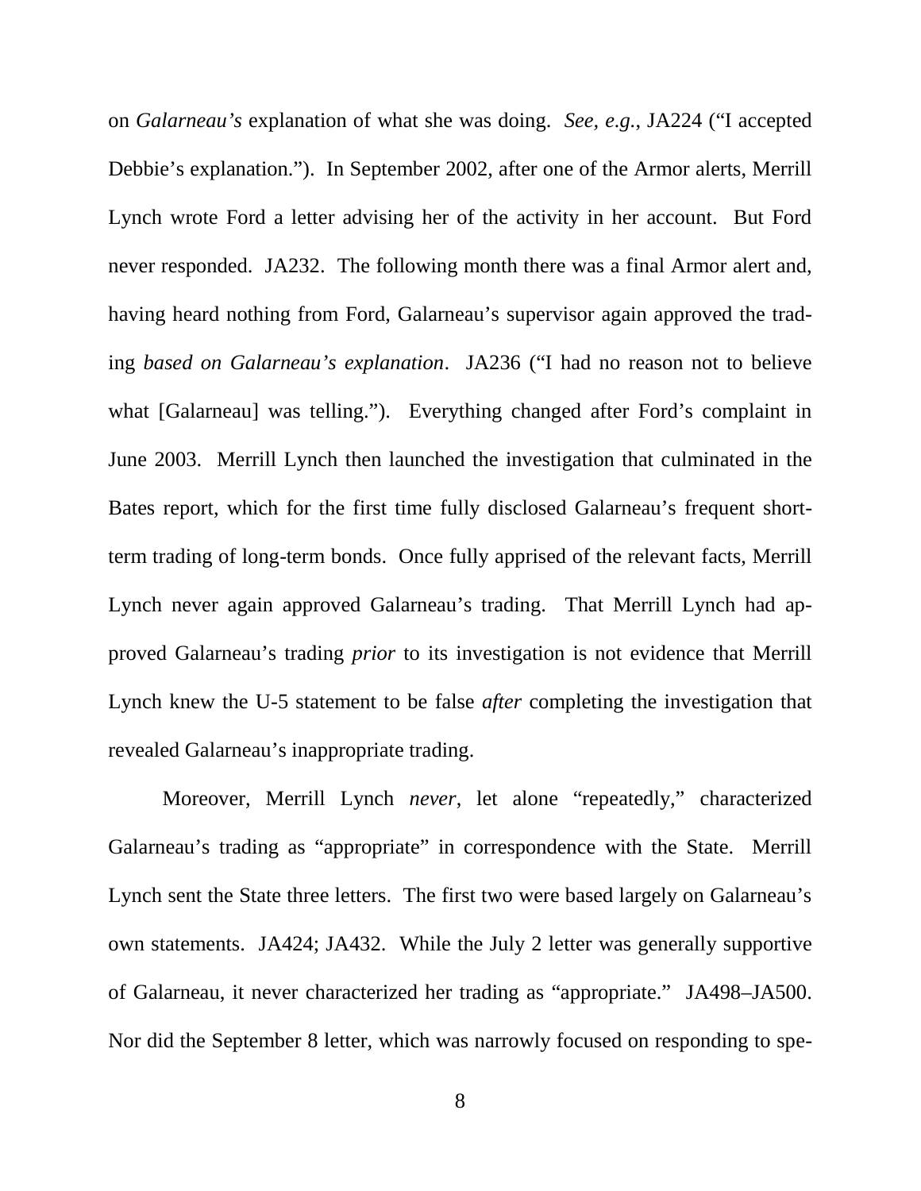on *Galarneau's* explanation of what she was doing. *See, e.g.*, JA224 ("I accepted Debbie's explanation."). In September 2002, after one of the Armor alerts, Merrill Lynch wrote Ford a letter advising her of the activity in her account. But Ford never responded. JA232. The following month there was a final Armor alert and, having heard nothing from Ford, Galarneau's supervisor again approved the trading *based on Galarneau's explanation*. JA236 ("I had no reason not to believe what [Galarneau] was telling."). Everything changed after Ford's complaint in June 2003. Merrill Lynch then launched the investigation that culminated in the Bates report, which for the first time fully disclosed Galarneau's frequent short-term trading of long-term bonds. Once fully apprised of the relevant facts, Merrill Lynch never again approved Galarneau's trading. That Merrill Lynch had approved Galarneau's trading *prior* to its investigation is not evidence that Merrill Lynch knew the U-5 statement to be false *after* completing the investigation that revealed Galarneau's inappropriate trading.

Moreover, Merrill Lynch *never*, let alone "repeatedly," characterized Galarneau's trading as "appropriate" in correspondence with the State. Merrill Lynch sent the State three letters. The first two were based largely on Galarneau's own statements. JA424; JA432. While the July 2 letter was generally supportive of Galarneau, it never characterized her trading as "appropriate." JA498–JA500. Nor did the September 8 letter, which was narrowly focused on responding to spe-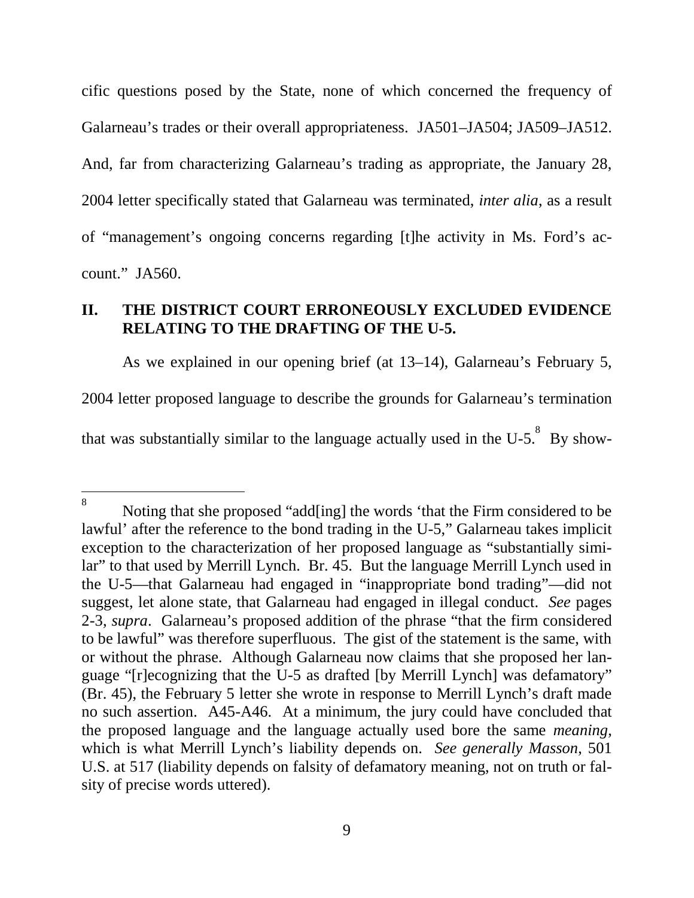cific questions posed by the State, none of which concerned the frequency of Galarneau's trades or their overall appropriateness. JA501–JA504; JA509–JA512. And, far from characterizing Galarneau's trading as appropriate, the January 28, 2004 letter specifically stated that Galarneau was terminated, *inter alia*, as a result of "management's ongoing concerns regarding [t]he activity in Ms. Ford's account." JA560.

## II. THE DISTRICT COURT ERRONEOUSLY EXCLUDED EVIDENCE RELATING TO THE DRAFTING OF THE U-5.

As we explained in our opening brief (at 13–14), Galarneau's February 5, 2004 letter proposed language to describe the grounds for Galarneau's termination that was substantially similar to the language actually used in the U-5.[8] By show-

---

[8] Noting that she proposed "add[ing] the words 'that the Firm considered to be lawful' after the reference to the bond trading in the U-5," Galarneau takes implicit exception to the characterization of her proposed language as "substantially similar" to that used by Merrill Lynch. Br. 45. But the language Merrill Lynch used in the U-5—that Galarneau had engaged in "inappropriate bond trading"—did not suggest, let alone state, that Galarneau had engaged in illegal conduct. *See* pages 2-3, *supra*. Galarneau's proposed addition of the phrase "that the firm considered to be lawful" was therefore superfluous. The gist of the statement is the same, with or without the phrase. Although Galarneau now claims that she proposed her language "[r]ecognizing that the U-5 as drafted [by Merrill Lynch] was defamatory" (Br. 45), the February 5 letter she wrote in response to Merrill Lynch's draft made no such assertion. A45-A46. At a minimum, the jury could have concluded that the proposed language and the language actually used bore the same *meaning*, which is what Merrill Lynch's liability depends on. *See generally Masson*, 501 U.S. at 517 (liability depends on falsity of defamatory meaning, not on truth or falsity of precise words uttered).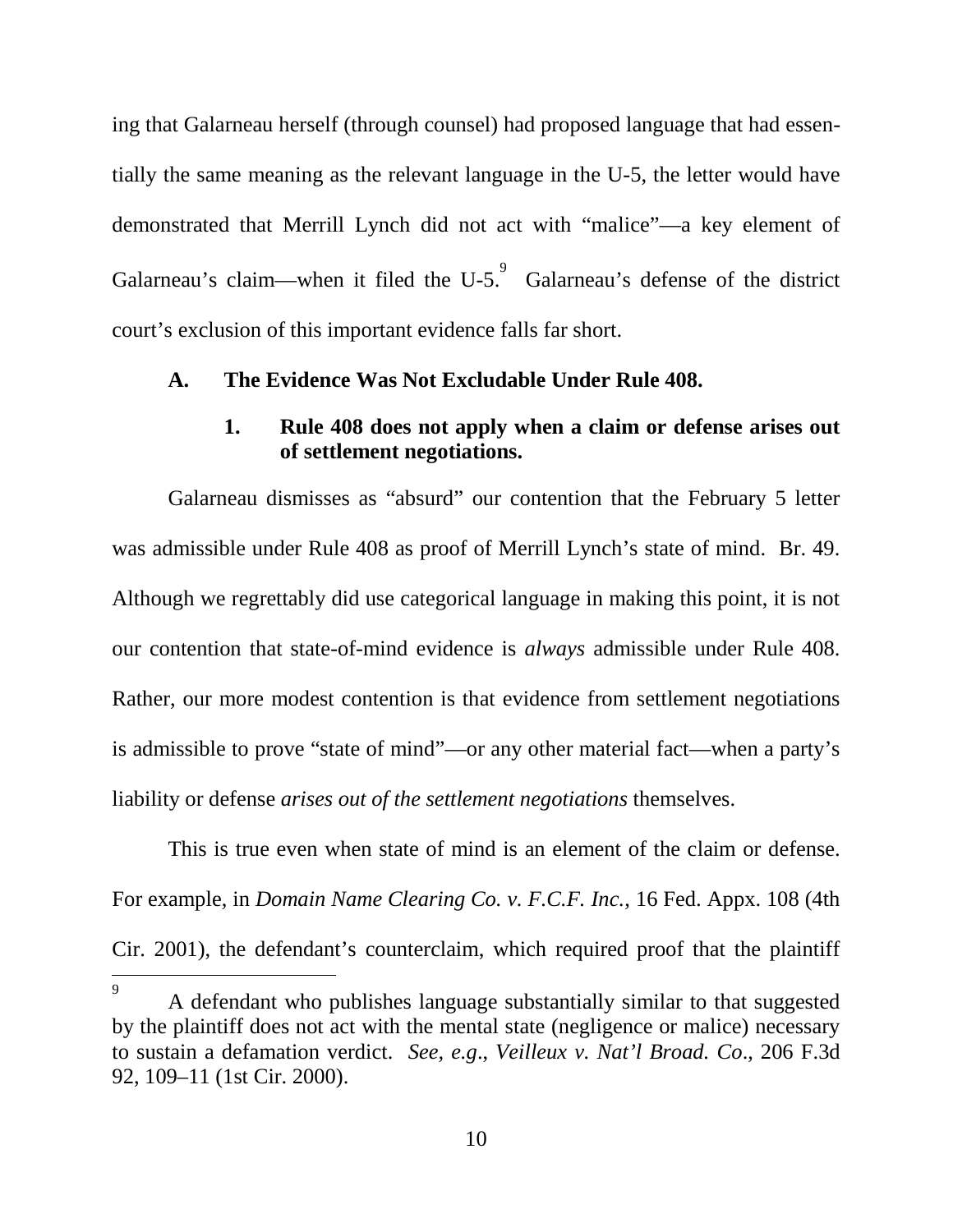ing that Galarneau herself (through counsel) had proposed language that had essentially the same meaning as the relevant language in the U-5, the letter would have demonstrated that Merrill Lynch did not act with "malice"—a key element of Galarneau's claim—when it filed the U-5.[9] Galarneau's defense of the district court's exclusion of this important evidence falls far short.

### A. The Evidence Was Not Excludable Under Rule 408.

#### 1. Rule 408 does not apply when a claim or defense arises out of settlement negotiations.

Galarneau dismisses as "absurd" our contention that the February 5 letter was admissible under Rule 408 as proof of Merrill Lynch's state of mind. Br. 49. Although we regrettably did use categorical language in making this point, it is not our contention that state-of-mind evidence is *always* admissible under Rule 408. Rather, our more modest contention is that evidence from settlement negotiations is admissible to prove "state of mind"—or any other material fact—when a party's liability or defense *arises out of the settlement negotiations* themselves.

This is true even when state of mind is an element of the claim or defense. For example, in *Domain Name Clearing Co. v. F.C.F. Inc.*, 16 Fed. Appx. 108 (4th Cir. 2001), the defendant's counterclaim, which required proof that the plaintiff

---

[9] A defendant who publishes language substantially similar to that suggested by the plaintiff does not act with the mental state (negligence or malice) necessary to sustain a defamation verdict. *See, e.g.*, *Veilleux v. Nat'l Broad. Co.*, 206 F.3d 92, 109–11 (1st Cir. 2000).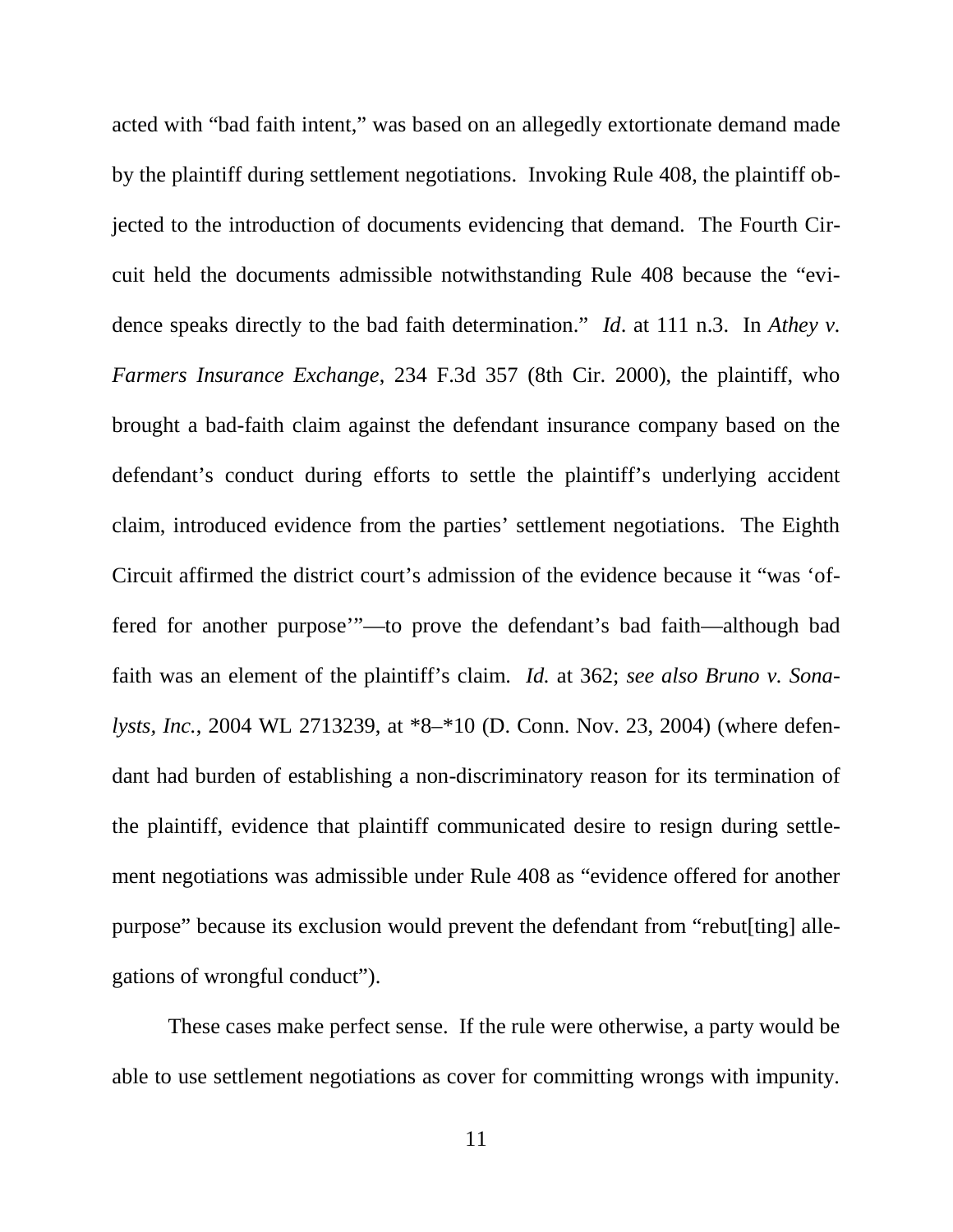acted with "bad faith intent," was based on an allegedly extortionate demand made by the plaintiff during settlement negotiations. Invoking Rule 408, the plaintiff objected to the introduction of documents evidencing that demand. The Fourth Circuit held the documents admissible notwithstanding Rule 408 because the "evidence speaks directly to the bad faith determination." *Id*. at 111 n.3. In *Athey v. Farmers Insurance Exchange*, 234 F.3d 357 (8th Cir. 2000), the plaintiff, who brought a bad-faith claim against the defendant insurance company based on the defendant's conduct during efforts to settle the plaintiff's underlying accident claim, introduced evidence from the parties' settlement negotiations. The Eighth Circuit affirmed the district court's admission of the evidence because it "was 'offered for another purpose'"—to prove the defendant's bad faith—although bad faith was an element of the plaintiff's claim. *Id.* at 362; *see also Bruno v. Sonalysts, Inc.*, 2004 WL 2713239, at *8–*10 (D. Conn. Nov. 23, 2004) (where defendant had burden of establishing a non-discriminatory reason for its termination of the plaintiff, evidence that plaintiff communicated desire to resign during settlement negotiations was admissible under Rule 408 as "evidence offered for another purpose" because its exclusion would prevent the defendant from "rebut[ting] allegations of wrongful conduct").

These cases make perfect sense. If the rule were otherwise, a party would be able to use settlement negotiations as cover for committing wrongs with impunity.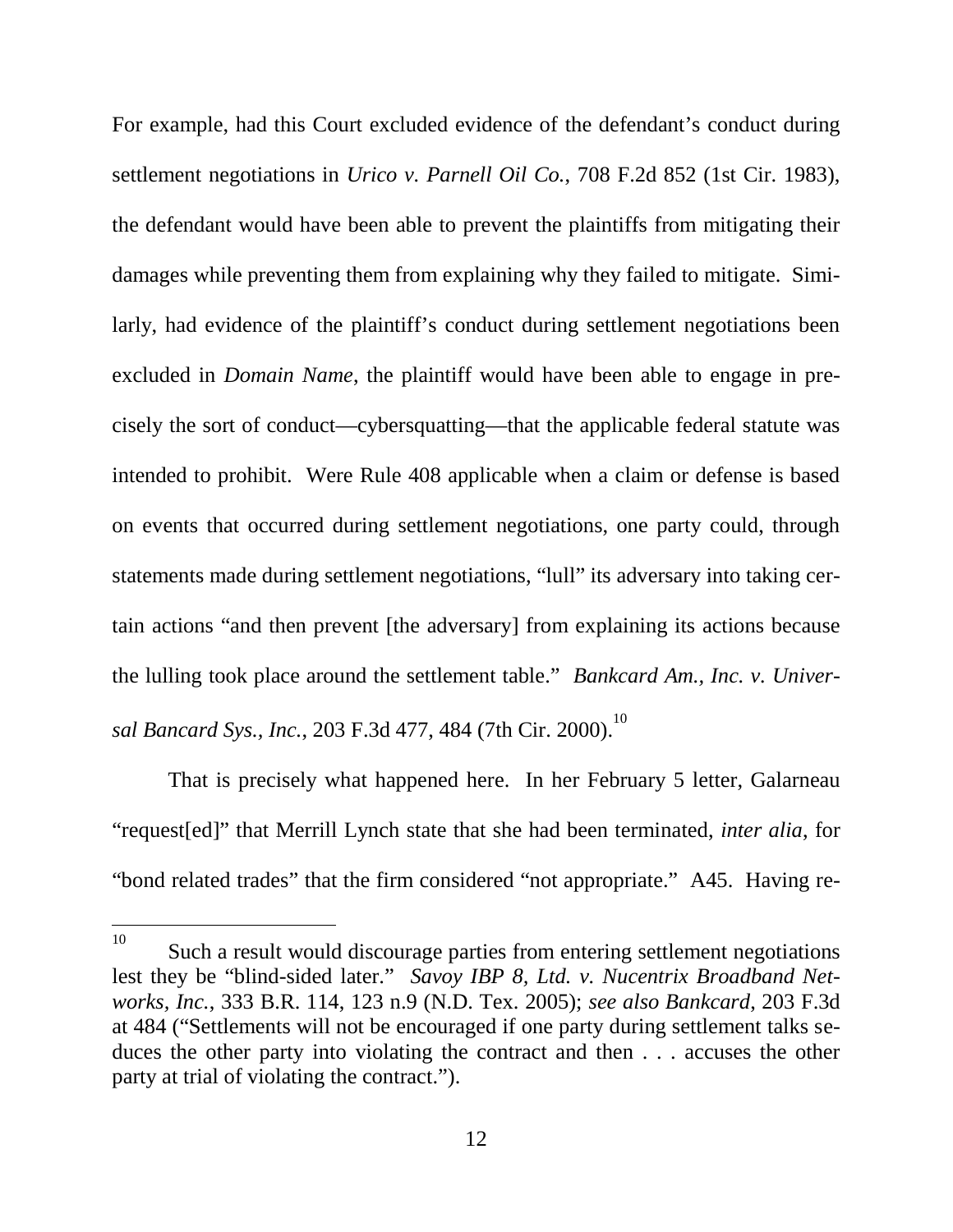For example, had this Court excluded evidence of the defendant's conduct during settlement negotiations in *Urico v. Parnell Oil Co.*, 708 F.2d 852 (1st Cir. 1983), the defendant would have been able to prevent the plaintiffs from mitigating their damages while preventing them from explaining why they failed to mitigate. Similarly, had evidence of the plaintiff's conduct during settlement negotiations been excluded in *Domain Name*, the plaintiff would have been able to engage in precisely the sort of conduct—cybersquatting—that the applicable federal statute was intended to prohibit. Were Rule 408 applicable when a claim or defense is based on events that occurred during settlement negotiations, one party could, through statements made during settlement negotiations, "lull" its adversary into taking certain actions "and then prevent [the adversary] from explaining its actions because the lulling took place around the settlement table." *Bankcard Am., Inc. v. Universal Bancard Sys., Inc.*, 203 F.3d 477, 484 (7th Cir. 2000).[10]

That is precisely what happened here. In her February 5 letter, Galarneau "request[ed]" that Merrill Lynch state that she had been terminated, *inter alia*, for "bond related trades" that the firm considered "not appropriate." A45. Having re-

---

[10] Such a result would discourage parties from entering settlement negotiations lest they be "blind-sided later." *Savoy IBP 8, Ltd. v. Nucentrix Broadband Networks, Inc.*, 333 B.R. 114, 123 n.9 (N.D. Tex. 2005); *see also Bankcard*, 203 F.3d at 484 ("Settlements will not be encouraged if one party during settlement talks seduces the other party into violating the contract and then . . . accuses the other party at trial of violating the contract.").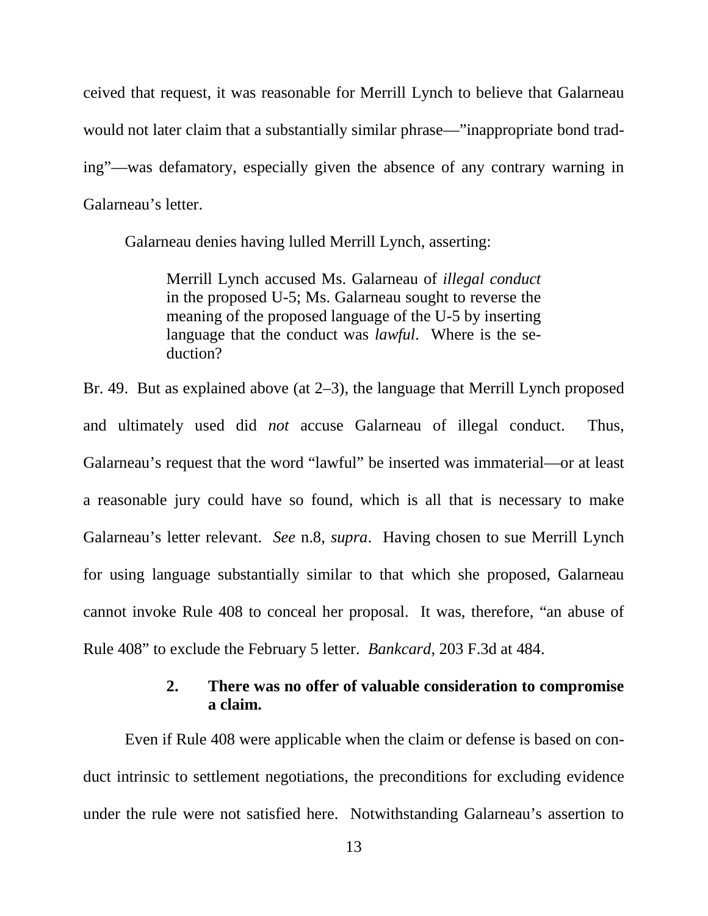ceived that request, it was reasonable for Merrill Lynch to believe that Galarneau would not later claim that a substantially similar phrase—"inappropriate bond trading"—was defamatory, especially given the absence of any contrary warning in Galarneau's letter.

Galarneau denies having lulled Merrill Lynch, asserting:

> Merrill Lynch accused Ms. Galarneau of *illegal conduct* in the proposed U-5; Ms. Galarneau sought to reverse the meaning of the proposed language of the U-5 by inserting language that the conduct was *lawful*. Where is the seduction?

Br. 49. But as explained above (at 2–3), the language that Merrill Lynch proposed and ultimately used did *not* accuse Galarneau of illegal conduct. Thus, Galarneau's request that the word "lawful" be inserted was immaterial—or at least a reasonable jury could have so found, which is all that is necessary to make Galarneau's letter relevant. *See* n.8, *supra*. Having chosen to sue Merrill Lynch for using language substantially similar to that which she proposed, Galarneau cannot invoke Rule 408 to conceal her proposal. It was, therefore, "an abuse of Rule 408" to exclude the February 5 letter. *Bankcard*, 203 F.3d at 484.

### 2. There was no offer of valuable consideration to compromise a claim.

Even if Rule 408 were applicable when the claim or defense is based on conduct intrinsic to settlement negotiations, the preconditions for excluding evidence under the rule were not satisfied here. Notwithstanding Galarneau's assertion to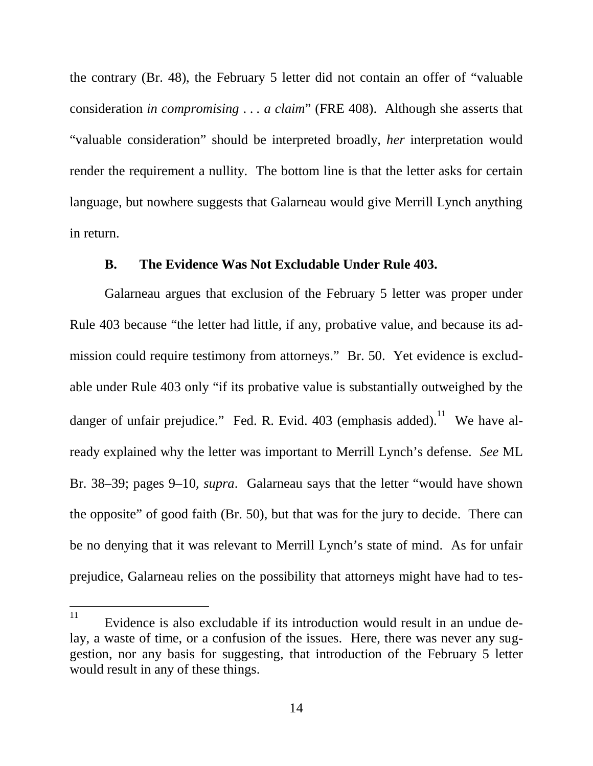the contrary (Br. 48), the February 5 letter did not contain an offer of "valuable consideration *in compromising . . . a claim*" (FRE 408). Although she asserts that "valuable consideration" should be interpreted broadly, *her* interpretation would render the requirement a nullity. The bottom line is that the letter asks for certain language, but nowhere suggests that Galarneau would give Merrill Lynch anything in return.

### B. The Evidence Was Not Excludable Under Rule 403.

Galarneau argues that exclusion of the February 5 letter was proper under Rule 403 because "the letter had little, if any, probative value, and because its admission could require testimony from attorneys." Br. 50. Yet evidence is excludable under Rule 403 only "if its probative value is substantially outweighed by the danger of unfair prejudice." Fed. R. Evid. 403 (emphasis added).[11] We have already explained why the letter was important to Merrill Lynch's defense. *See* ML Br. 38–39; pages 9–10, *supra*. Galarneau says that the letter "would have shown the opposite" of good faith (Br. 50), but that was for the jury to decide. There can be no denying that it was relevant to Merrill Lynch's state of mind. As for unfair prejudice, Galarneau relies on the possibility that attorneys might have had to tes-

[11] Evidence is also excludable if its introduction would result in an undue delay, a waste of time, or a confusion of the issues. Here, there was never any suggestion, nor any basis for suggesting, that introduction of the February 5 letter would result in any of these things.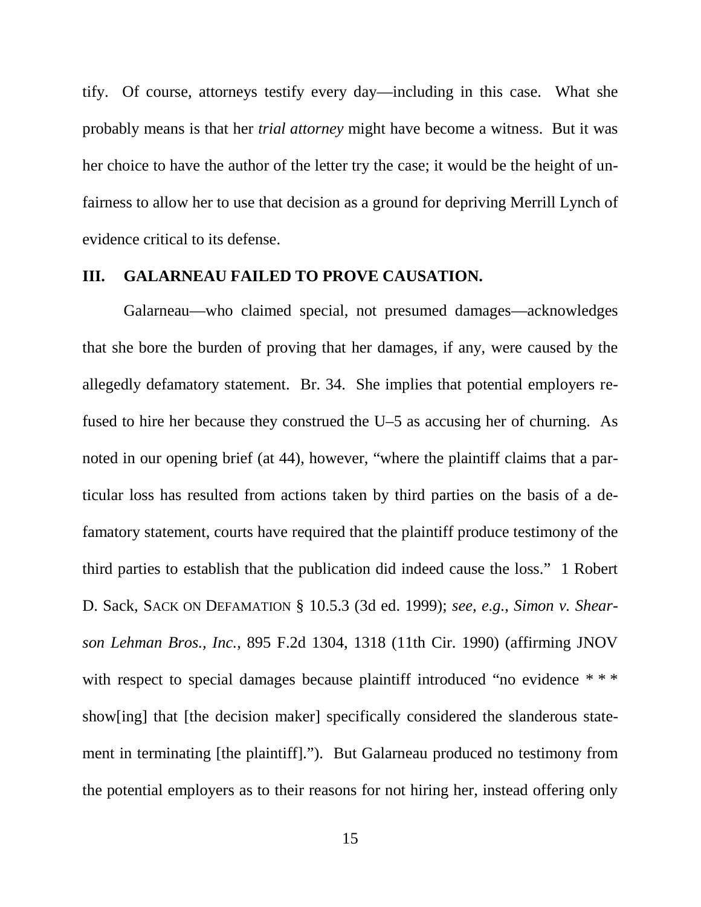tify. Of course, attorneys testify every day—including in this case. What she probably means is that her *trial attorney* might have become a witness. But it was her choice to have the author of the letter try the case; it would be the height of unfairness to allow her to use that decision as a ground for depriving Merrill Lynch of evidence critical to its defense.

## III. GALARNEAU FAILED TO PROVE CAUSATION.

Galarneau—who claimed special, not presumed damages—acknowledges that she bore the burden of proving that her damages, if any, were caused by the allegedly defamatory statement. Br. 34. She implies that potential employers refused to hire her because they construed the U–5 as accusing her of churning. As noted in our opening brief (at 44), however, "where the plaintiff claims that a particular loss has resulted from actions taken by third parties on the basis of a defamatory statement, courts have required that the plaintiff produce testimony of the third parties to establish that the publication did indeed cause the loss." 1 Robert D. Sack, SACK ON DEFAMATION § 10.5.3 (3d ed. 1999); *see, e.g.*, *Simon v. Shearson Lehman Bros., Inc.*, 895 F.2d 1304, 1318 (11th Cir. 1990) (affirming JNOV with respect to special damages because plaintiff introduced "no evidence * * * show[ing] that [the decision maker] specifically considered the slanderous statement in terminating [the plaintiff]."). But Galarneau produced no testimony from the potential employers as to their reasons for not hiring her, instead offering only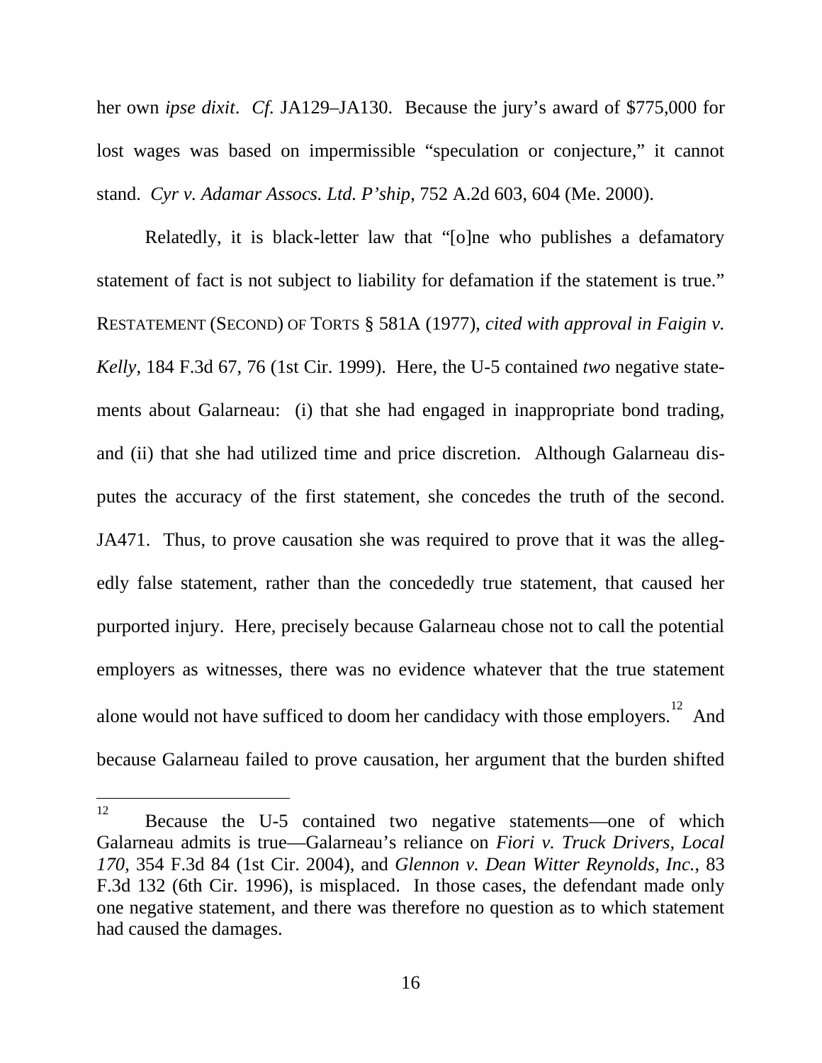her own *ipse dixit*. *Cf.* JA129–JA130. Because the jury's award of $775,000 for lost wages was based on impermissible "speculation or conjecture," it cannot stand. *Cyr v. Adamar Assocs. Ltd. P'ship*, 752 A.2d 603, 604 (Me. 2000).

Relatedly, it is black-letter law that "[o]ne who publishes a defamatory statement of fact is not subject to liability for defamation if the statement is true." RESTATEMENT (SECOND) OF TORTS § 581A (1977), *cited with approval in Faigin v. Kelly*, 184 F.3d 67, 76 (1st Cir. 1999). Here, the U-5 contained *two* negative statements about Galarneau: (i) that she had engaged in inappropriate bond trading, and (ii) that she had utilized time and price discretion. Although Galarneau disputes the accuracy of the first statement, she concedes the truth of the second. JA471. Thus, to prove causation she was required to prove that it was the allegedly false statement, rather than the concededly true statement, that caused her purported injury. Here, precisely because Galarneau chose not to call the potential employers as witnesses, there was no evidence whatever that the true statement alone would not have sufficed to doom her candidacy with those employers.[12] And because Galarneau failed to prove causation, her argument that the burden shifted

[12] Because the U-5 contained two negative statements—one of which Galarneau admits is true—Galarneau's reliance on *Fiori v. Truck Drivers, Local 170*, 354 F.3d 84 (1st Cir. 2004), and *Glennon v. Dean Witter Reynolds, Inc.*, 83 F.3d 132 (6th Cir. 1996), is misplaced. In those cases, the defendant made only one negative statement, and there was therefore no question as to which statement had caused the damages.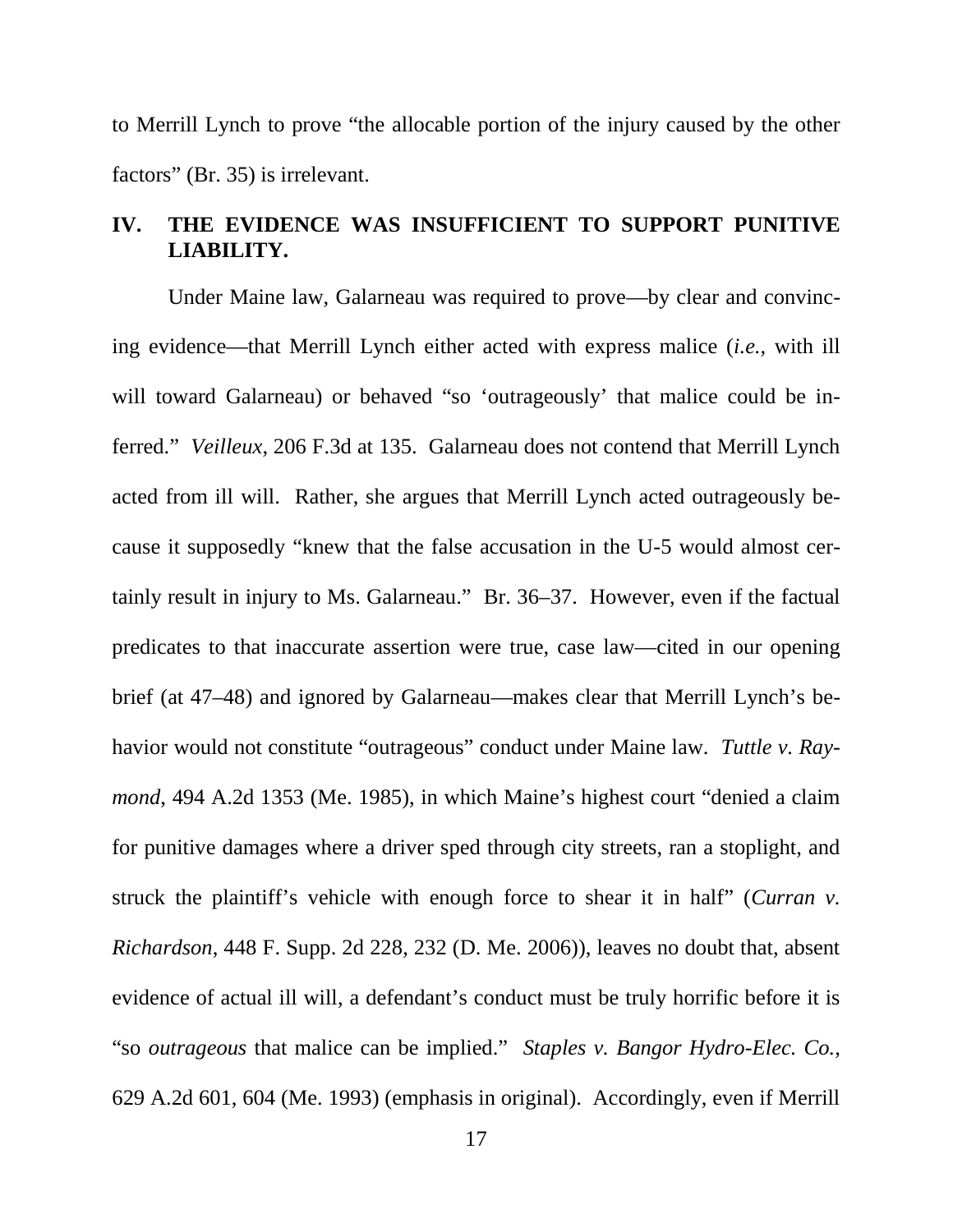to Merrill Lynch to prove "the allocable portion of the injury caused by the other factors" (Br. 35) is irrelevant.

## IV. THE EVIDENCE WAS INSUFFICIENT TO SUPPORT PUNITIVE LIABILITY.

Under Maine law, Galarneau was required to prove—by clear and convincing evidence—that Merrill Lynch either acted with express malice (*i.e.*, with ill will toward Galarneau) or behaved "so 'outrageously' that malice could be inferred." *Veilleux*, 206 F.3d at 135. Galarneau does not contend that Merrill Lynch acted from ill will. Rather, she argues that Merrill Lynch acted outrageously because it supposedly "knew that the false accusation in the U-5 would almost certainly result in injury to Ms. Galarneau." Br. 36–37. However, even if the factual predicates to that inaccurate assertion were true, case law—cited in our opening brief (at 47–48) and ignored by Galarneau—makes clear that Merrill Lynch's behavior would not constitute "outrageous" conduct under Maine law. *Tuttle v. Raymond*, 494 A.2d 1353 (Me. 1985), in which Maine's highest court "denied a claim for punitive damages where a driver sped through city streets, ran a stoplight, and struck the plaintiff's vehicle with enough force to shear it in half" (*Curran v. Richardson*, 448 F. Supp. 2d 228, 232 (D. Me. 2006)), leaves no doubt that, absent evidence of actual ill will, a defendant's conduct must be truly horrific before it is "so *outrageous* that malice can be implied." *Staples v. Bangor Hydro-Elec. Co.*, 629 A.2d 601, 604 (Me. 1993) (emphasis in original). Accordingly, even if Merrill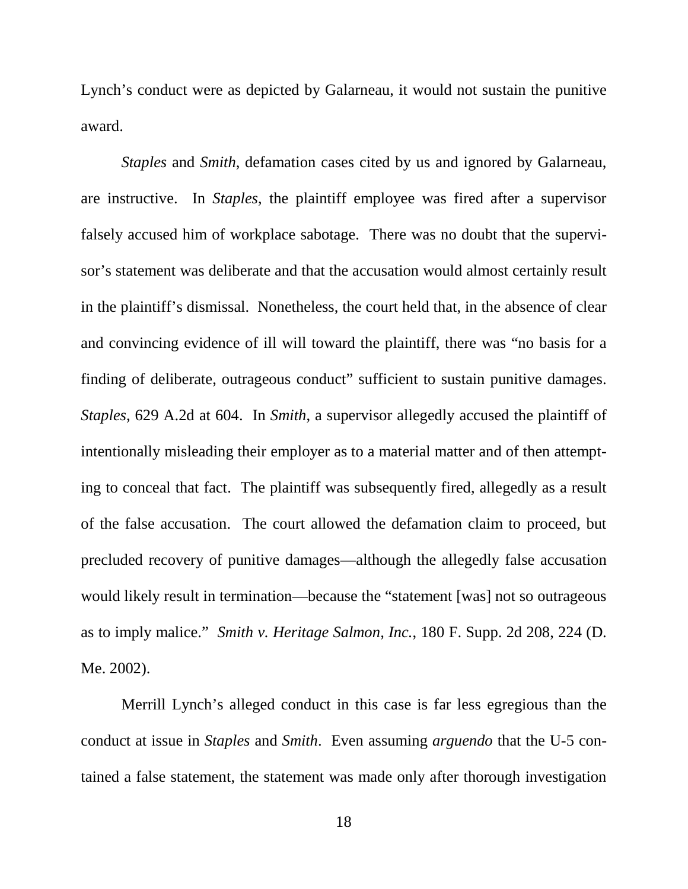Lynch's conduct were as depicted by Galarneau, it would not sustain the punitive award.

*Staples* and *Smith*, defamation cases cited by us and ignored by Galarneau, are instructive. In *Staples*, the plaintiff employee was fired after a supervisor falsely accused him of workplace sabotage. There was no doubt that the supervisor's statement was deliberate and that the accusation would almost certainly result in the plaintiff's dismissal. Nonetheless, the court held that, in the absence of clear and convincing evidence of ill will toward the plaintiff, there was "no basis for a finding of deliberate, outrageous conduct" sufficient to sustain punitive damages. *Staples*, 629 A.2d at 604. In *Smith*, a supervisor allegedly accused the plaintiff of intentionally misleading their employer as to a material matter and of then attempting to conceal that fact. The plaintiff was subsequently fired, allegedly as a result of the false accusation. The court allowed the defamation claim to proceed, but precluded recovery of punitive damages—although the allegedly false accusation would likely result in termination—because the "statement [was] not so outrageous as to imply malice." *Smith v. Heritage Salmon, Inc.*, 180 F. Supp. 2d 208, 224 (D. Me. 2002).

Merrill Lynch's alleged conduct in this case is far less egregious than the conduct at issue in *Staples* and *Smith*. Even assuming *arguendo* that the U-5 contained a false statement, the statement was made only after thorough investigation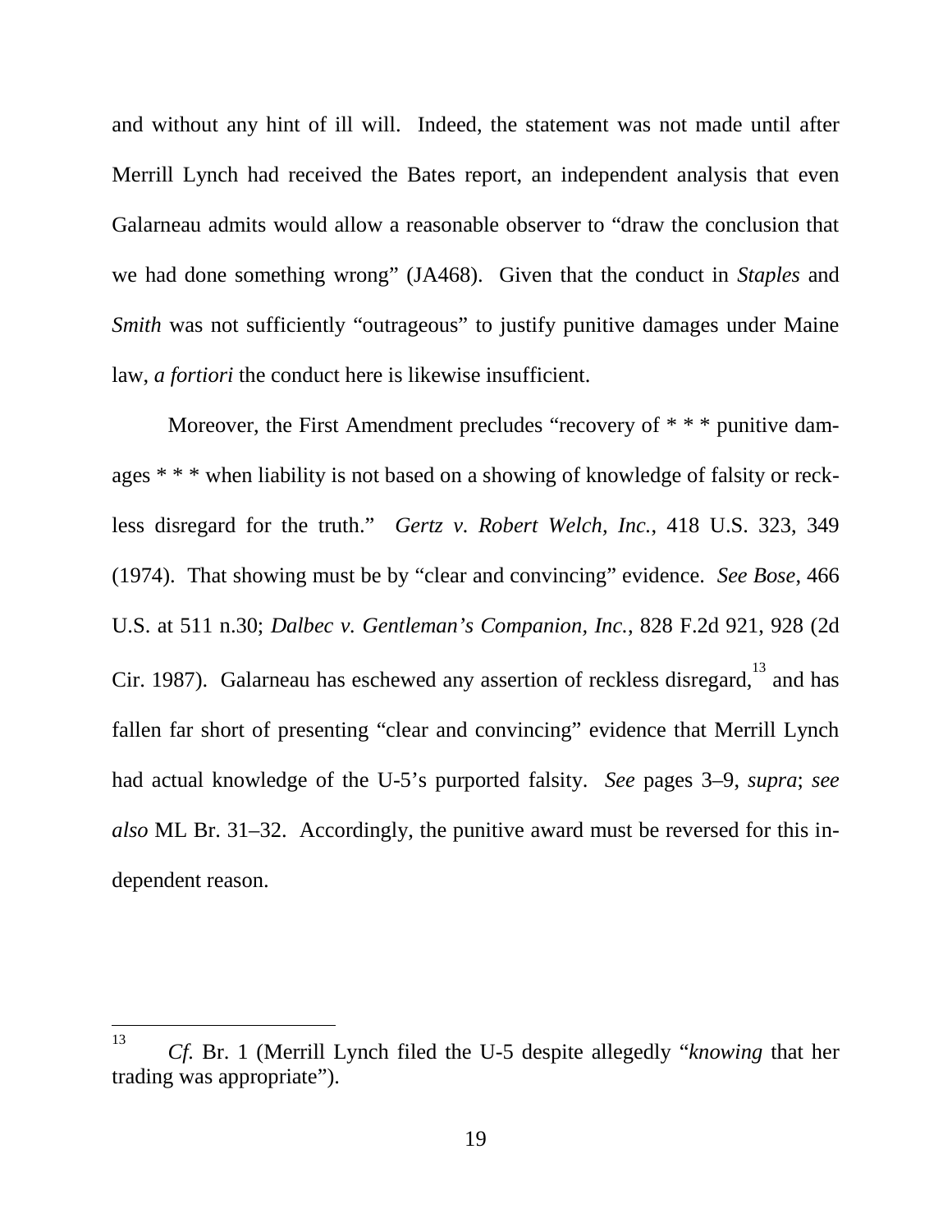and without any hint of ill will. Indeed, the statement was not made until after Merrill Lynch had received the Bates report, an independent analysis that even Galarneau admits would allow a reasonable observer to "draw the conclusion that we had done something wrong" (JA468). Given that the conduct in *Staples* and *Smith* was not sufficiently "outrageous" to justify punitive damages under Maine law, *a fortiori* the conduct here is likewise insufficient.

Moreover, the First Amendment precludes "recovery of * * * punitive damages * * * when liability is not based on a showing of knowledge of falsity or reckless disregard for the truth." *Gertz v. Robert Welch, Inc.*, 418 U.S. 323, 349 (1974). That showing must be by "clear and convincing" evidence. *See Bose*, 466 U.S. at 511 n.30; *Dalbec v. Gentleman's Companion, Inc.*, 828 F.2d 921, 928 (2d Cir. 1987). Galarneau has eschewed any assertion of reckless disregard,[13] and has fallen far short of presenting "clear and convincing" evidence that Merrill Lynch had actual knowledge of the U-5's purported falsity. *See* pages 3–9, *supra*; *see also* ML Br. 31–32. Accordingly, the punitive award must be reversed for this independent reason.

---

[13] *Cf.* Br. 1 (Merrill Lynch filed the U-5 despite allegedly "*knowing* that her trading was appropriate").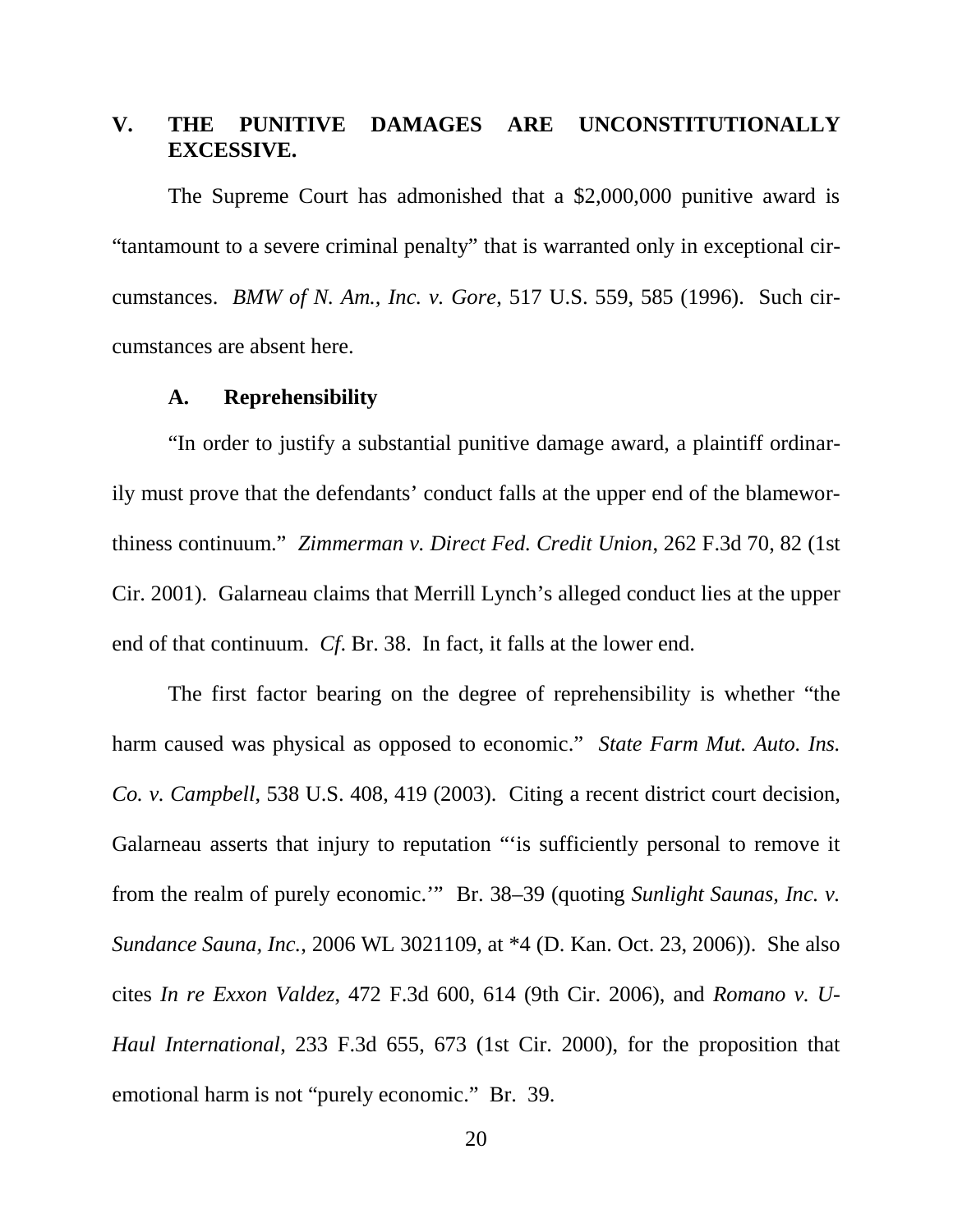## V. THE PUNITIVE DAMAGES ARE UNCONSTITUTIONALLY EXCESSIVE.

The Supreme Court has admonished that a $2,000,000 punitive award is "tantamount to a severe criminal penalty" that is warranted only in exceptional circumstances. *BMW of N. Am., Inc. v. Gore*, 517 U.S. 559, 585 (1996). Such circumstances are absent here.

### A. Reprehensibility

"In order to justify a substantial punitive damage award, a plaintiff ordinarily must prove that the defendants' conduct falls at the upper end of the blameworthiness continuum." *Zimmerman v. Direct Fed. Credit Union*, 262 F.3d 70, 82 (1st Cir. 2001). Galarneau claims that Merrill Lynch's alleged conduct lies at the upper end of that continuum. *Cf*. Br. 38. In fact, it falls at the lower end.

The first factor bearing on the degree of reprehensibility is whether "the harm caused was physical as opposed to economic." *State Farm Mut. Auto. Ins. Co. v. Campbell*, 538 U.S. 408, 419 (2003). Citing a recent district court decision, Galarneau asserts that injury to reputation "'is sufficiently personal to remove it from the realm of purely economic.'" Br. 38–39 (quoting *Sunlight Saunas, Inc. v. Sundance Sauna, Inc.*, 2006 WL 3021109, at *4 (D. Kan. Oct. 23, 2006)). She also cites *In re Exxon Valdez*, 472 F.3d 600, 614 (9th Cir. 2006), and *Romano v. U-Haul International*, 233 F.3d 655, 673 (1st Cir. 2000), for the proposition that emotional harm is not "purely economic." Br. 39.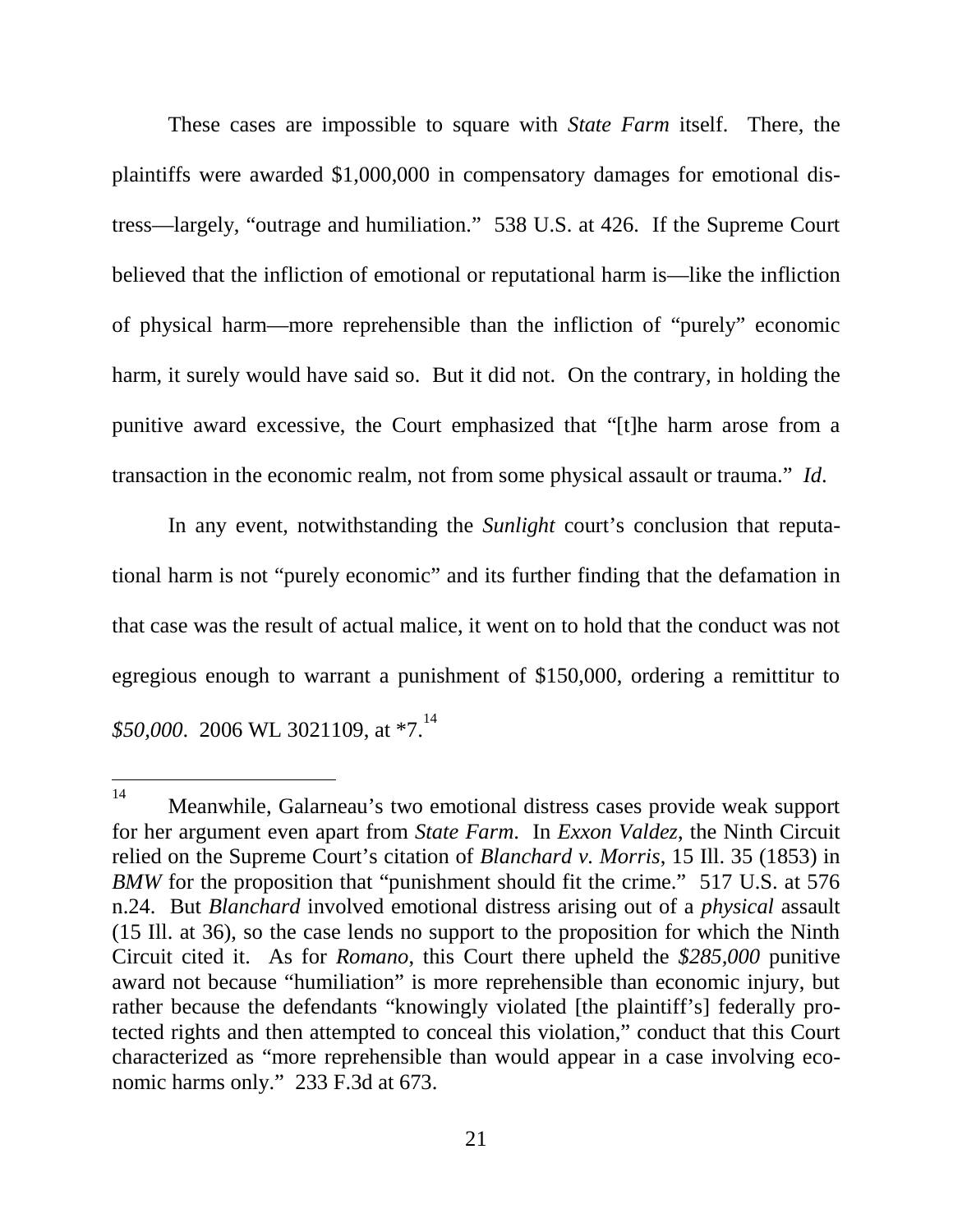These cases are impossible to square with *State Farm* itself. There, the plaintiffs were awarded $1,000,000 in compensatory damages for emotional distress—largely, "outrage and humiliation." 538 U.S. at 426. If the Supreme Court believed that the infliction of emotional or reputational harm is—like the infliction of physical harm—more reprehensible than the infliction of "purely" economic harm, it surely would have said so. But it did not. On the contrary, in holding the punitive award excessive, the Court emphasized that "[t]he harm arose from a transaction in the economic realm, not from some physical assault or trauma." *Id*.

In any event, notwithstanding the *Sunlight* court's conclusion that reputational harm is not "purely economic" and its further finding that the defamation in that case was the result of actual malice, it went on to hold that the conduct was not egregious enough to warrant a punishment of $150,000, ordering a remittitur to *$50,000*. 2006 WL 3021109, at *7.[14]

---

[14] Meanwhile, Galarneau's two emotional distress cases provide weak support for her argument even apart from *State Farm*. In *Exxon Valdez*, the Ninth Circuit relied on the Supreme Court's citation of *Blanchard v. Morris*, 15 Ill. 35 (1853) in *BMW* for the proposition that "punishment should fit the crime." 517 U.S. at 576 n.24. But *Blanchard* involved emotional distress arising out of a *physical* assault (15 Ill. at 36), so the case lends no support to the proposition for which the Ninth Circuit cited it. As for *Romano*, this Court there upheld the *$285,000* punitive award not because "humiliation" is more reprehensible than economic injury, but rather because the defendants "knowingly violated [the plaintiff's] federally protected rights and then attempted to conceal this violation," conduct that this Court characterized as "more reprehensible than would appear in a case involving economic harms only." 233 F.3d at 673.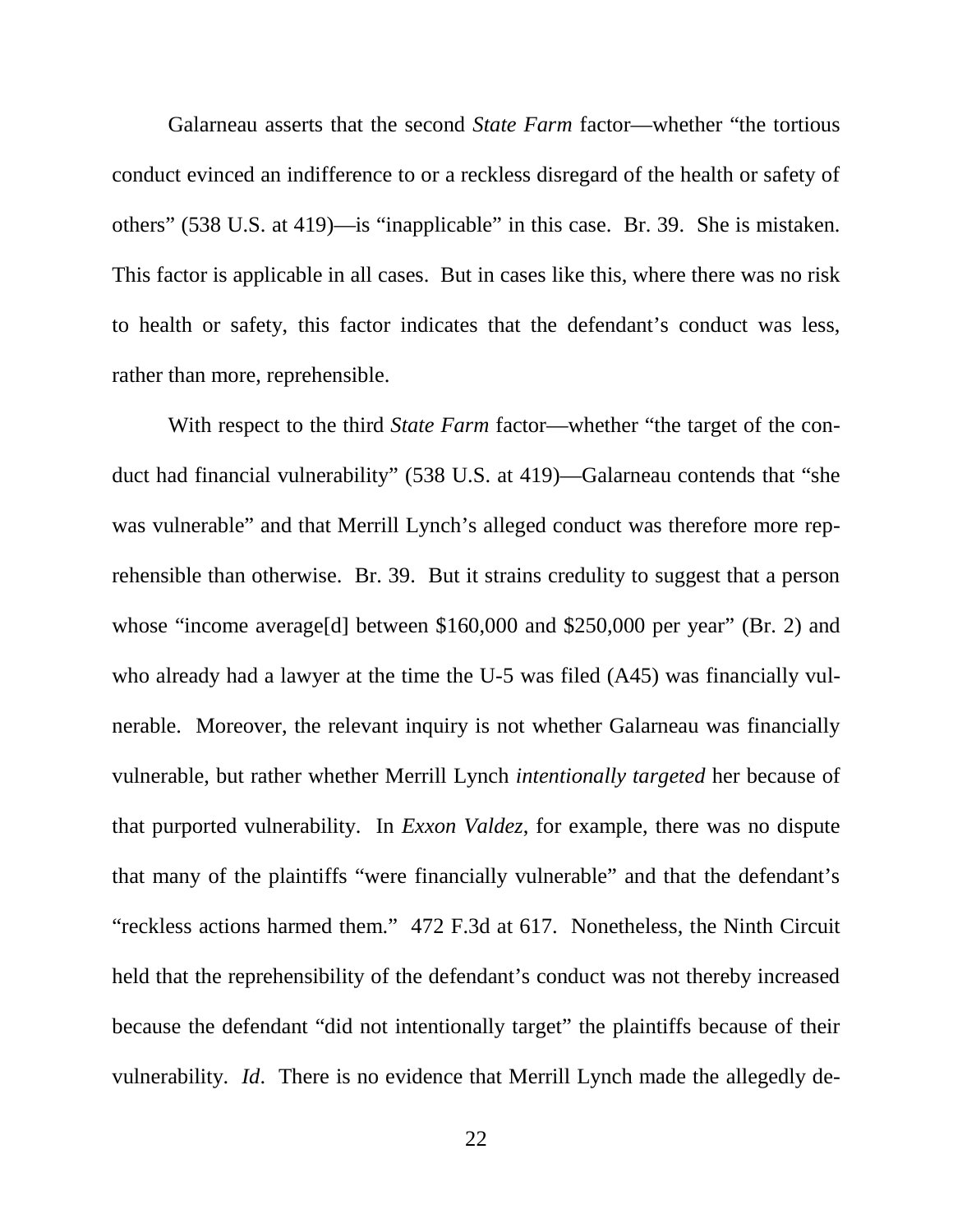Galarneau asserts that the second *State Farm* factor—whether "the tortious conduct evinced an indifference to or a reckless disregard of the health or safety of others" (538 U.S. at 419)—is "inapplicable" in this case. Br. 39. She is mistaken. This factor is applicable in all cases. But in cases like this, where there was no risk to health or safety, this factor indicates that the defendant's conduct was less, rather than more, reprehensible.

With respect to the third *State Farm* factor—whether "the target of the conduct had financial vulnerability" (538 U.S. at 419)—Galarneau contends that "she was vulnerable" and that Merrill Lynch's alleged conduct was therefore more reprehensible than otherwise. Br. 39. But it strains credulity to suggest that a person whose "income average[d] between $160,000 and $250,000 per year" (Br. 2) and who already had a lawyer at the time the U-5 was filed (A45) was financially vulnerable. Moreover, the relevant inquiry is not whether Galarneau was financially vulnerable, but rather whether Merrill Lynch *intentionally targeted* her because of that purported vulnerability. In *Exxon Valdez*, for example, there was no dispute that many of the plaintiffs "were financially vulnerable" and that the defendant's "reckless actions harmed them." 472 F.3d at 617. Nonetheless, the Ninth Circuit held that the reprehensibility of the defendant's conduct was not thereby increased because the defendant "did not intentionally target" the plaintiffs because of their vulnerability. *Id*. There is no evidence that Merrill Lynch made the allegedly de-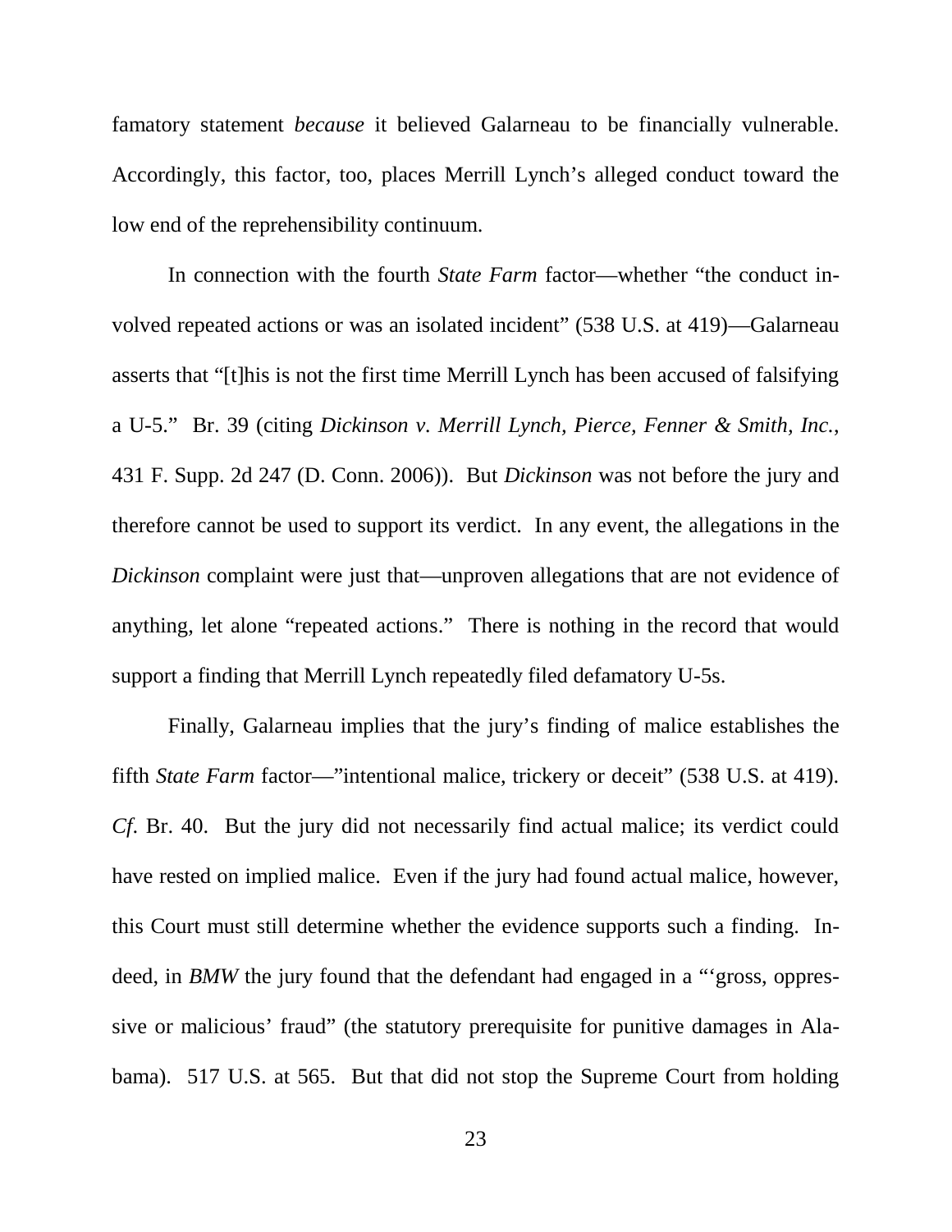famatory statement *because* it believed Galarneau to be financially vulnerable. Accordingly, this factor, too, places Merrill Lynch's alleged conduct toward the low end of the reprehensibility continuum.

In connection with the fourth *State Farm* factor—whether "the conduct involved repeated actions or was an isolated incident" (538 U.S. at 419)—Galarneau asserts that "[t]his is not the first time Merrill Lynch has been accused of falsifying a U-5." Br. 39 (citing *Dickinson v. Merrill Lynch, Pierce, Fenner & Smith, Inc.*, 431 F. Supp. 2d 247 (D. Conn. 2006)). But *Dickinson* was not before the jury and therefore cannot be used to support its verdict. In any event, the allegations in the *Dickinson* complaint were just that—unproven allegations that are not evidence of anything, let alone "repeated actions." There is nothing in the record that would support a finding that Merrill Lynch repeatedly filed defamatory U-5s.

Finally, Galarneau implies that the jury's finding of malice establishes the fifth *State Farm* factor—"intentional malice, trickery or deceit" (538 U.S. at 419). *Cf*. Br. 40. But the jury did not necessarily find actual malice; its verdict could have rested on implied malice. Even if the jury had found actual malice, however, this Court must still determine whether the evidence supports such a finding. Indeed, in *BMW* the jury found that the defendant had engaged in a "'gross, oppressive or malicious' fraud" (the statutory prerequisite for punitive damages in Alabama). 517 U.S. at 565. But that did not stop the Supreme Court from holding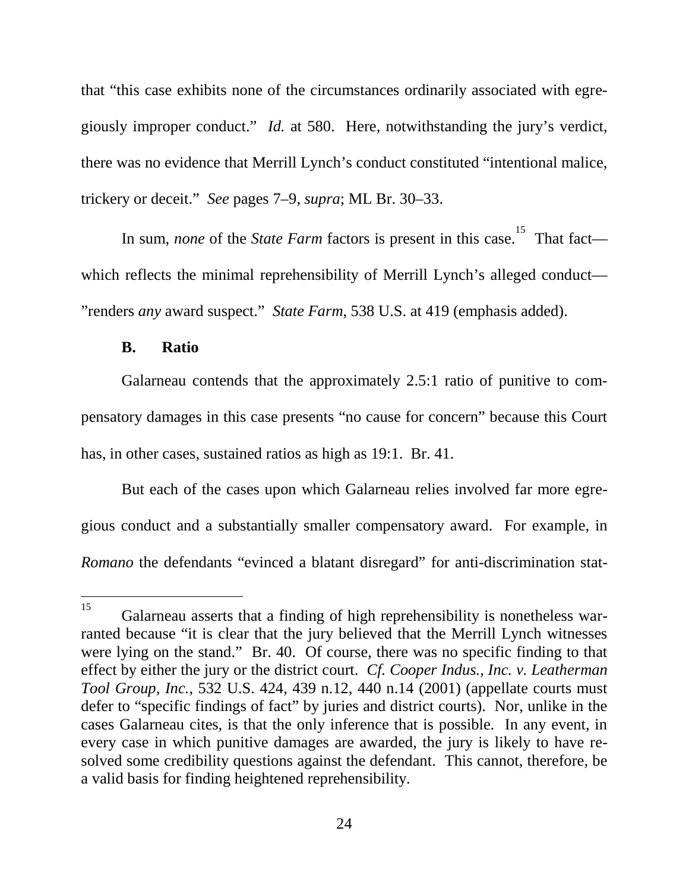that "this case exhibits none of the circumstances ordinarily associated with egregiously improper conduct." *Id.* at 580. Here, notwithstanding the jury's verdict, there was no evidence that Merrill Lynch's conduct constituted "intentional malice, trickery or deceit." *See* pages 7–9, *supra*; ML Br. 30–33.

In sum, *none* of the *State Farm* factors is present in this case.[15] That fact—which reflects the minimal reprehensibility of Merrill Lynch's alleged conduct—"renders *any* award suspect." *State Farm*, 538 U.S. at 419 (emphasis added).

### B. Ratio

Galarneau contends that the approximately 2.5:1 ratio of punitive to compensatory damages in this case presents "no cause for concern" because this Court has, in other cases, sustained ratios as high as 19:1. Br. 41.

But each of the cases upon which Galarneau relies involved far more egregious conduct and a substantially smaller compensatory award. For example, in *Romano* the defendants "evinced a blatant disregard" for anti-discrimination stat-

---

[15] Galarneau asserts that a finding of high reprehensibility is nonetheless warranted because "it is clear that the jury believed that the Merrill Lynch witnesses were lying on the stand." Br. 40. Of course, there was no specific finding to that effect by either the jury or the district court. *Cf. Cooper Indus., Inc. v. Leatherman Tool Group, Inc.*, 532 U.S. 424, 439 n.12, 440 n.14 (2001) (appellate courts must defer to "specific findings of fact" by juries and district courts). Nor, unlike in the cases Galarneau cites, is that the only inference that is possible. In any event, in every case in which punitive damages are awarded, the jury is likely to have resolved some credibility questions against the defendant. This cannot, therefore, be a valid basis for finding heightened reprehensibility.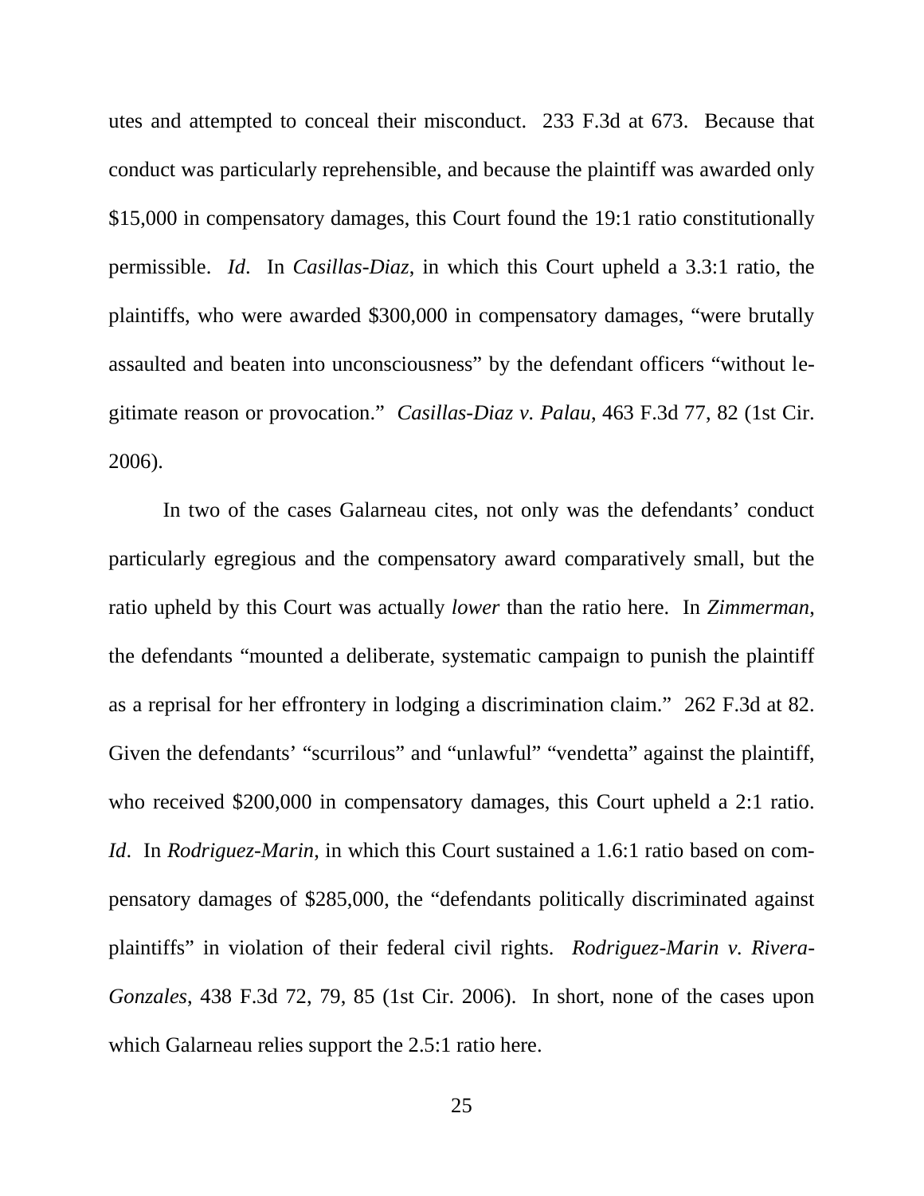utes and attempted to conceal their misconduct. 233 F.3d at 673. Because that conduct was particularly reprehensible, and because the plaintiff was awarded only $15,000 in compensatory damages, this Court found the 19:1 ratio constitutionally permissible. *Id*. In *Casillas-Diaz*, in which this Court upheld a 3.3:1 ratio, the plaintiffs, who were awarded $300,000 in compensatory damages, "were brutally assaulted and beaten into unconsciousness" by the defendant officers "without legitimate reason or provocation." *Casillas-Diaz v. Palau*, 463 F.3d 77, 82 (1st Cir. 2006).

In two of the cases Galarneau cites, not only was the defendants' conduct particularly egregious and the compensatory award comparatively small, but the ratio upheld by this Court was actually *lower* than the ratio here. In *Zimmerman*, the defendants "mounted a deliberate, systematic campaign to punish the plaintiff as a reprisal for her effrontery in lodging a discrimination claim." 262 F.3d at 82. Given the defendants' "scurrilous" and "unlawful" "vendetta" against the plaintiff, who received $200,000 in compensatory damages, this Court upheld a 2:1 ratio. *Id*. In *Rodriguez-Marin*, in which this Court sustained a 1.6:1 ratio based on compensatory damages of $285,000, the "defendants politically discriminated against plaintiffs" in violation of their federal civil rights. *Rodriguez-Marin v. Rivera-Gonzales*, 438 F.3d 72, 79, 85 (1st Cir. 2006). In short, none of the cases upon which Galarneau relies support the 2.5:1 ratio here.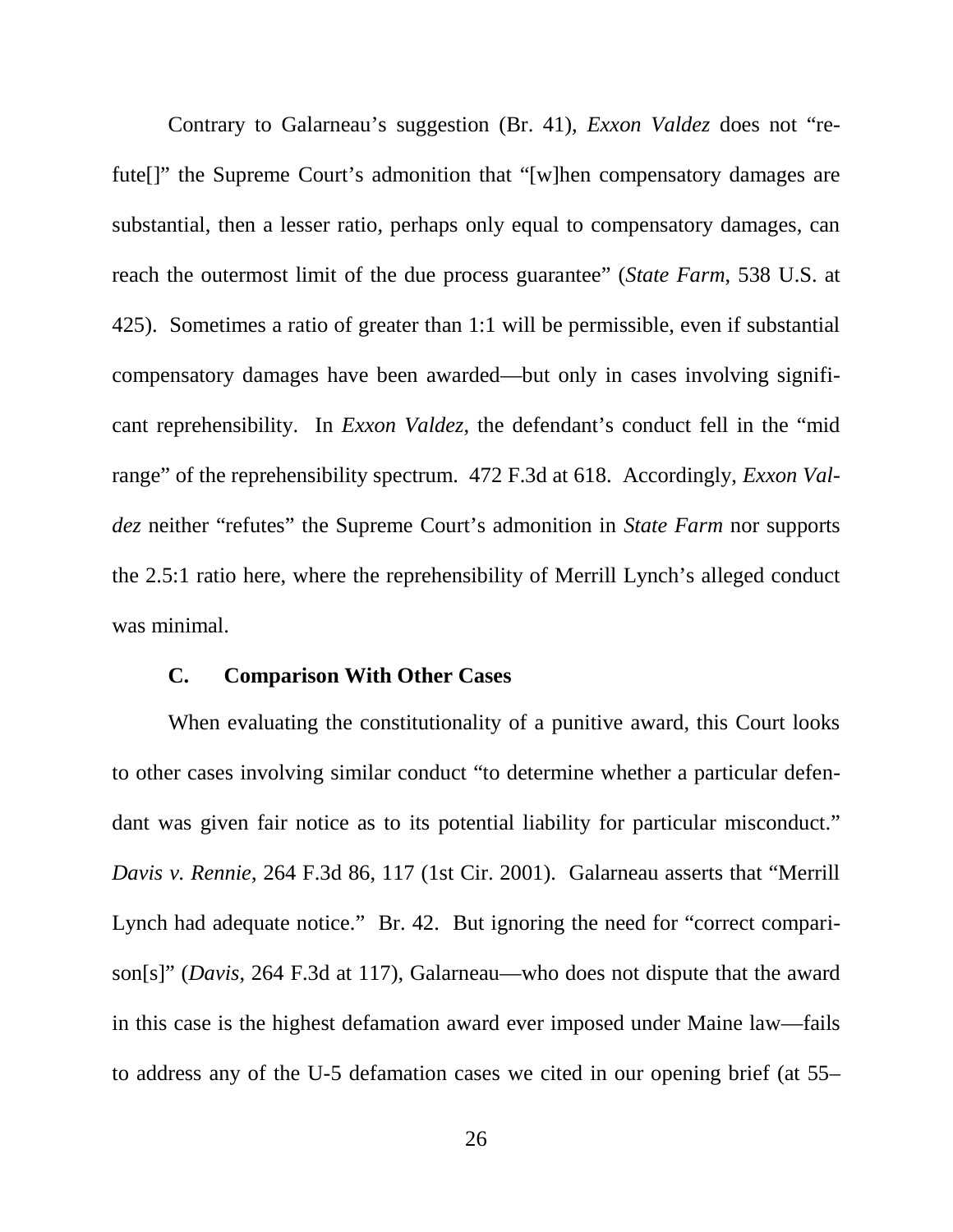Contrary to Galarneau's suggestion (Br. 41), *Exxon Valdez* does not "refute[]" the Supreme Court's admonition that "[w]hen compensatory damages are substantial, then a lesser ratio, perhaps only equal to compensatory damages, can reach the outermost limit of the due process guarantee" (*State Farm*, 538 U.S. at 425). Sometimes a ratio of greater than 1:1 will be permissible, even if substantial compensatory damages have been awarded—but only in cases involving significant reprehensibility. In *Exxon Valdez*, the defendant's conduct fell in the "mid range" of the reprehensibility spectrum. 472 F.3d at 618. Accordingly, *Exxon Valdez* neither "refutes" the Supreme Court's admonition in *State Farm* nor supports the 2.5:1 ratio here, where the reprehensibility of Merrill Lynch's alleged conduct was minimal.

### C. Comparison With Other Cases

When evaluating the constitutionality of a punitive award, this Court looks to other cases involving similar conduct "to determine whether a particular defendant was given fair notice as to its potential liability for particular misconduct." *Davis v. Rennie*, 264 F.3d 86, 117 (1st Cir. 2001). Galarneau asserts that "Merrill Lynch had adequate notice." Br. 42. But ignoring the need for "correct comparison[s]" (*Davis*, 264 F.3d at 117), Galarneau—who does not dispute that the award in this case is the highest defamation award ever imposed under Maine law—fails to address any of the U-5 defamation cases we cited in our opening brief (at 55–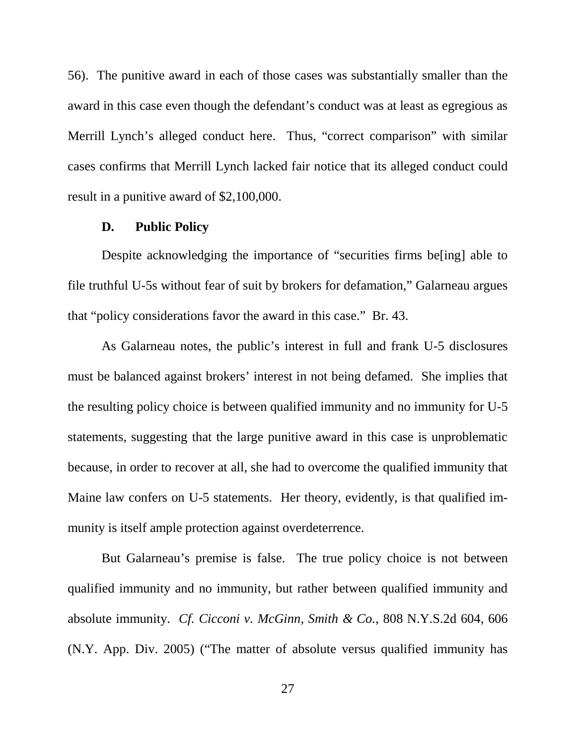56). The punitive award in each of those cases was substantially smaller than the award in this case even though the defendant's conduct was at least as egregious as Merrill Lynch's alleged conduct here. Thus, "correct comparison" with similar cases confirms that Merrill Lynch lacked fair notice that its alleged conduct could result in a punitive award of $2,100,000.

### D. Public Policy

Despite acknowledging the importance of "securities firms be[ing] able to file truthful U-5s without fear of suit by brokers for defamation," Galarneau argues that "policy considerations favor the award in this case." Br. 43.

As Galarneau notes, the public's interest in full and frank U-5 disclosures must be balanced against brokers' interest in not being defamed. She implies that the resulting policy choice is between qualified immunity and no immunity for U-5 statements, suggesting that the large punitive award in this case is unproblematic because, in order to recover at all, she had to overcome the qualified immunity that Maine law confers on U-5 statements. Her theory, evidently, is that qualified immunity is itself ample protection against overdeterrence.

But Galarneau's premise is false. The true policy choice is not between qualified immunity and no immunity, but rather between qualified immunity and absolute immunity. *Cf. Cicconi v. McGinn, Smith & Co.*, 808 N.Y.S.2d 604, 606 (N.Y. App. Div. 2005) ("The matter of absolute versus qualified immunity has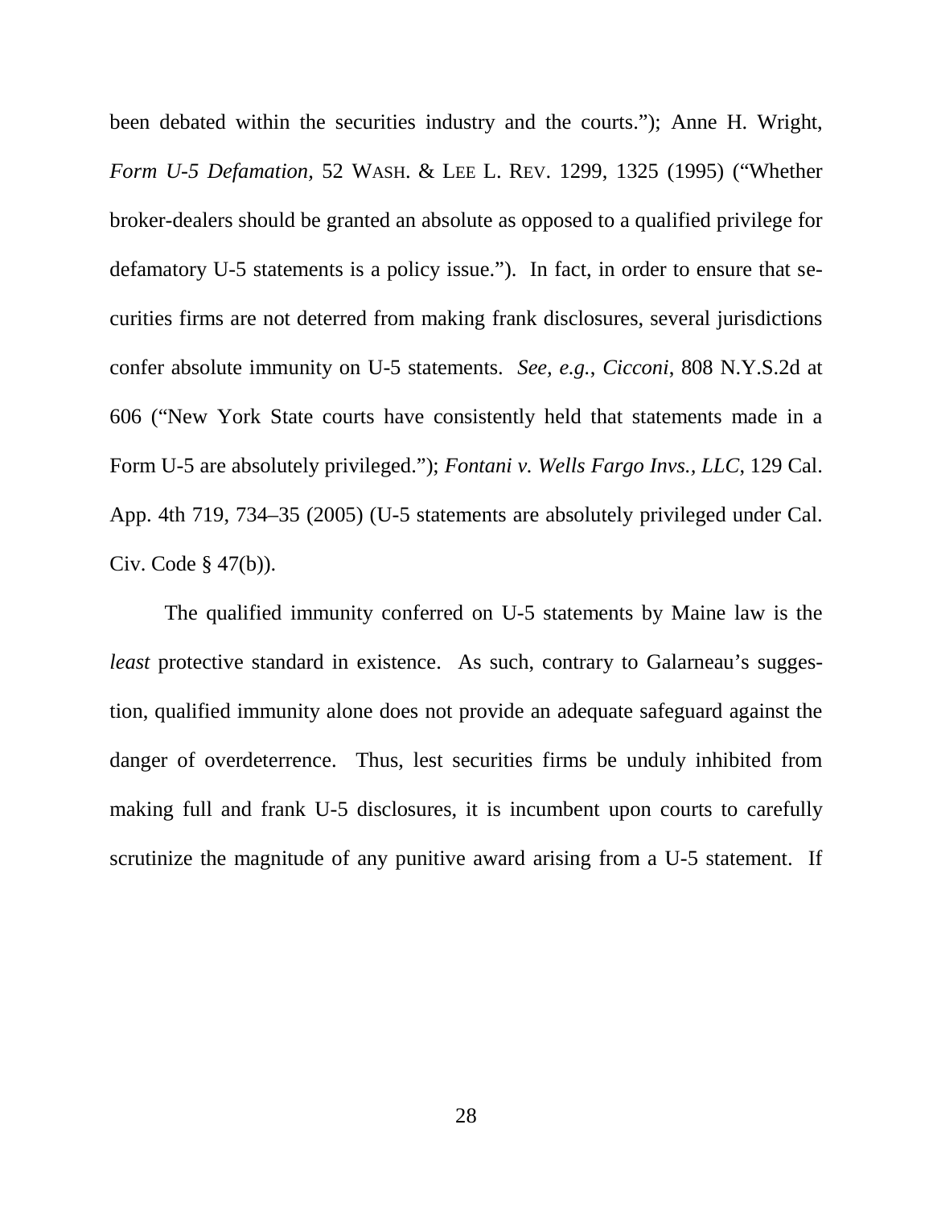been debated within the securities industry and the courts."); Anne H. Wright, *Form U-5 Defamation*, 52 WASH. & LEE L. REV. 1299, 1325 (1995) ("Whether broker-dealers should be granted an absolute as opposed to a qualified privilege for defamatory U-5 statements is a policy issue."). In fact, in order to ensure that securities firms are not deterred from making frank disclosures, several jurisdictions confer absolute immunity on U-5 statements. *See, e.g.*, *Cicconi*, 808 N.Y.S.2d at 606 ("New York State courts have consistently held that statements made in a Form U-5 are absolutely privileged."); *Fontani v. Wells Fargo Invs., LLC*, 129 Cal. App. 4th 719, 734–35 (2005) (U-5 statements are absolutely privileged under Cal. Civ. Code § 47(b)).

The qualified immunity conferred on U-5 statements by Maine law is the *least* protective standard in existence. As such, contrary to Galarneau's suggestion, qualified immunity alone does not provide an adequate safeguard against the danger of overdeterrence. Thus, lest securities firms be unduly inhibited from making full and frank U-5 disclosures, it is incumbent upon courts to carefully scrutinize the magnitude of any punitive award arising from a U-5 statement. If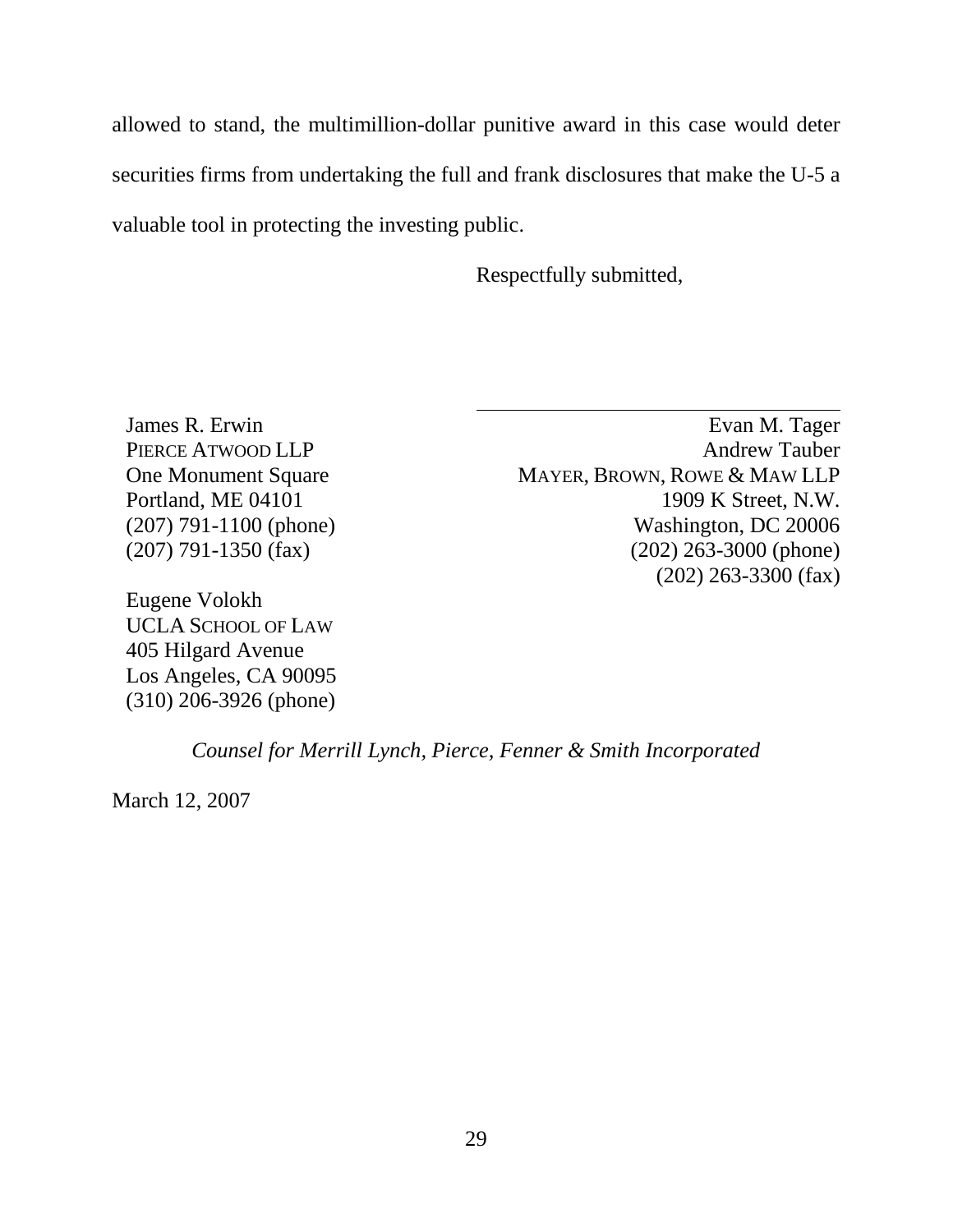allowed to stand, the multimillion-dollar punitive award in this case would deter securities firms from undertaking the full and frank disclosures that make the U-5 a valuable tool in protecting the investing public.

Respectfully submitted,

\_\_\_\_\_\_\_\_\_\_\_\_\_\_\_\_\_\_\_\_\_\_\_\_\_\_\_\_\_\_\_\_

James R. Erwin
PIERCE ATWOOD LLP
One Monument Square
Portland, ME 04101
(207) 791-1100 (phone)
(207) 791-1350 (fax)

Eugene Volokh
UCLA SCHOOL OF LAW
405 Hilgard Avenue
Los Angeles, CA 90095
(310) 206-3926 (phone)

Evan M. Tager
Andrew Tauber
MAYER, BROWN, ROWE & MAW LLP
1909 K Street, N.W.
Washington, DC 20006
(202) 263-3000 (phone)
(202) 263-3300 (fax)

*Counsel for Merrill Lynch, Pierce, Fenner & Smith Incorporated*

March 12, 2007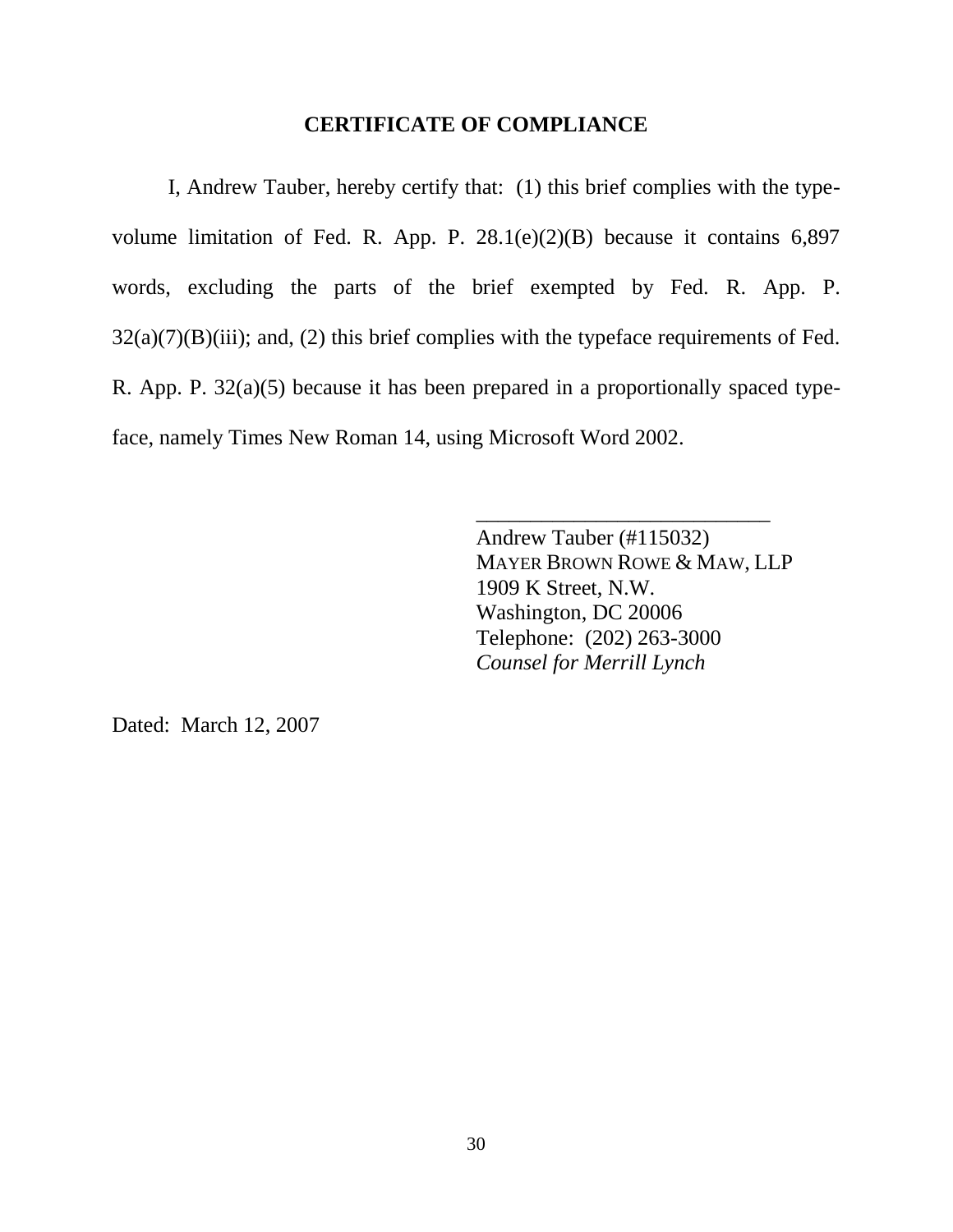## CERTIFICATE OF COMPLIANCE

I, Andrew Tauber, hereby certify that: (1) this brief complies with the type-volume limitation of Fed. R. App. P. 28.1(e)(2)(B) because it contains 6,897 words, excluding the parts of the brief exempted by Fed. R. App. P. 32(a)(7)(B)(iii); and, (2) this brief complies with the typeface requirements of Fed. R. App. P. 32(a)(5) because it has been prepared in a proportionally spaced type-face, namely Times New Roman 14, using Microsoft Word 2002.

\_\_\_\_\_\_\_\_\_\_\_\_\_\_\_\_\_\_\_\_\_\_\_\_\_\_\_\_

Andrew Tauber (#115032)
MAYER BROWN ROWE & MAW, LLP
1909 K Street, N.W.
Washington, DC 20006
Telephone: (202) 263-3000
*Counsel for Merrill Lynch*

Dated: March 12, 2007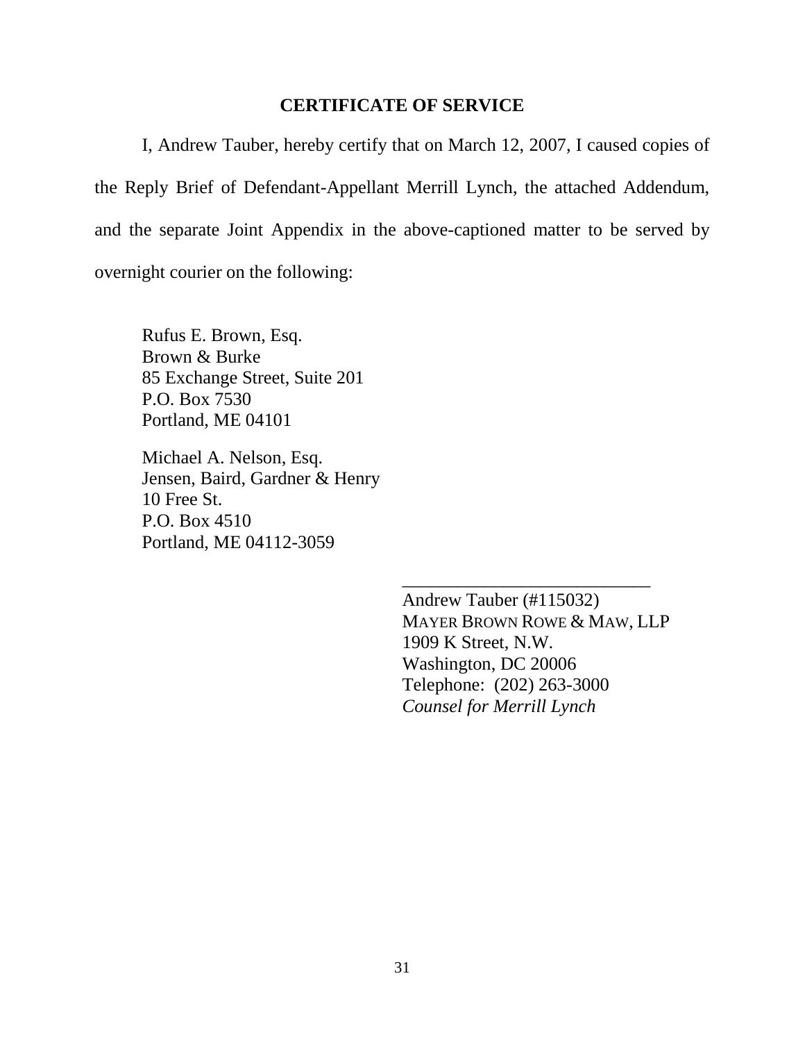## CERTIFICATE OF SERVICE

I, Andrew Tauber, hereby certify that on March 12, 2007, I caused copies of the Reply Brief of Defendant-Appellant Merrill Lynch, the attached Addendum, and the separate Joint Appendix in the above-captioned matter to be served by overnight courier on the following:

Rufus E. Brown, Esq.  
Brown & Burke  
85 Exchange Street, Suite 201  
P.O. Box 7530  
Portland, ME 04101

Michael A. Nelson, Esq.  
Jensen, Baird, Gardner & Henry  
10 Free St.  
P.O. Box 4510  
Portland, ME 04112-3059

\_\_\_\_\_\_\_\_\_\_\_\_\_\_\_\_\_\_\_\_\_\_\_\_\_\_\_\_  
Andrew Tauber (#115032)  
MAYER BROWN ROWE & MAW, LLP  
1909 K Street, N.W.  
Washington, DC 20006  
Telephone: (202) 263-3000  
*Counsel for Merrill Lynch*